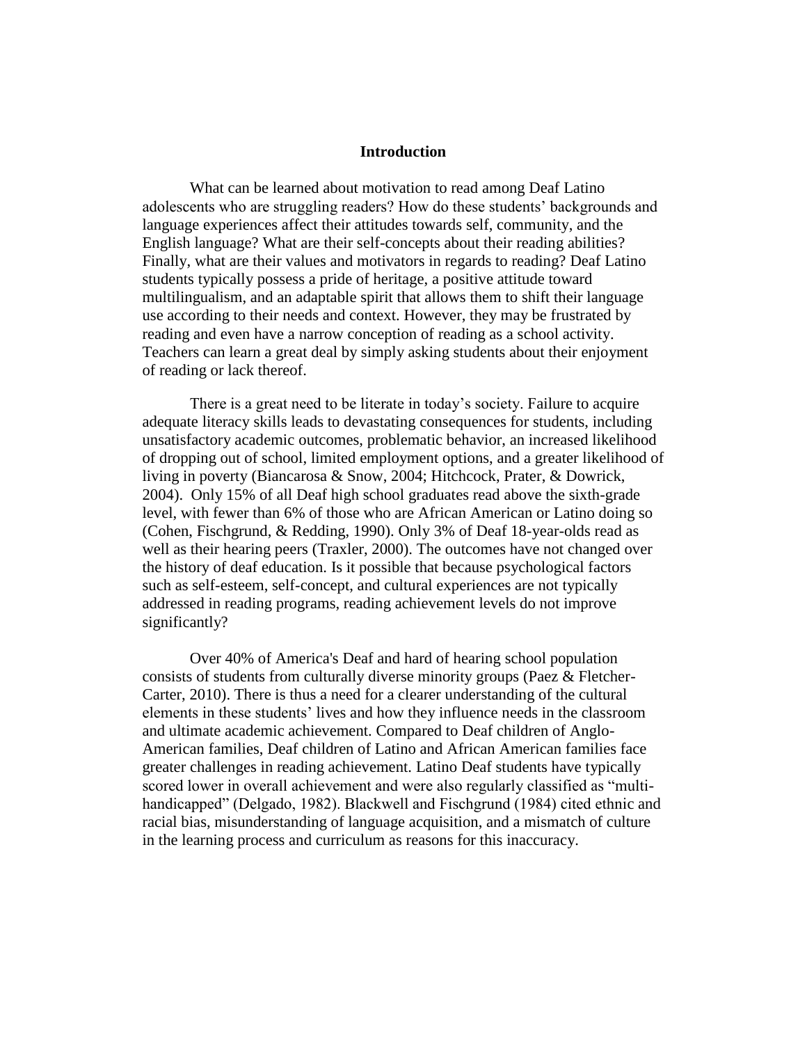# Introduction

What can be learned about motivation to read among Deaf Latino adolescents who are struggling readers? How do these students' backgrounds and language experiences affect their attitudes towards self, community, and the English language? What are their self-concepts about their reading abilities? Finally, what are their values and motivators in regards to reading? Deaf Latino students typically possess a pride of heritage, a positive attitude toward multilingualism, and an adaptable spirit that allows them to shift their language use according to their needs and context. However, they may be frustrated by reading and even have a narrow conception of reading as a school activity. Teachers can learn a great deal by simply asking students about their enjoyment of reading or lack thereof.

There is a great need to be literate in today's society. Failure to acquire adequate literacy skills leads to devastating consequences for students, including unsatisfactory academic outcomes, problematic behavior, an increased likelihood of dropping out of school, limited employment options, and a greater likelihood of living in poverty (Biancarosa & Snow, 2004; Hitchcock, Prater, & Dowrick, 2004). Only 15% of all Deaf high school graduates read above the sixth-grade level, with fewer than 6% of those who are African American or Latino doing so (Cohen, Fischgrund, & Redding, 1990). Only 3% of Deaf 18-year-olds read as well as their hearing peers (Traxler, 2000). The outcomes have not changed over the history of deaf education. Is it possible that because psychological factors such as self-esteem, self-concept, and cultural experiences are not typically addressed in reading programs, reading achievement levels do not improve significantly?

Over 40% of America's Deaf and hard of hearing school population consists of students from culturally diverse minority groups (Paez & Fletcher-Carter, 2010). There is thus a need for a clearer understanding of the cultural elements in these students' lives and how they influence needs in the classroom and ultimate academic achievement. Compared to Deaf children of Anglo-American families, Deaf children of Latino and African American families face greater challenges in reading achievement. Latino Deaf students have typically scored lower in overall achievement and were also regularly classified as "multi-handicapped" (Delgado, 1982). Blackwell and Fischgrund (1984) cited ethnic and racial bias, misunderstanding of language acquisition, and a mismatch of culture in the learning process and curriculum as reasons for this inaccuracy.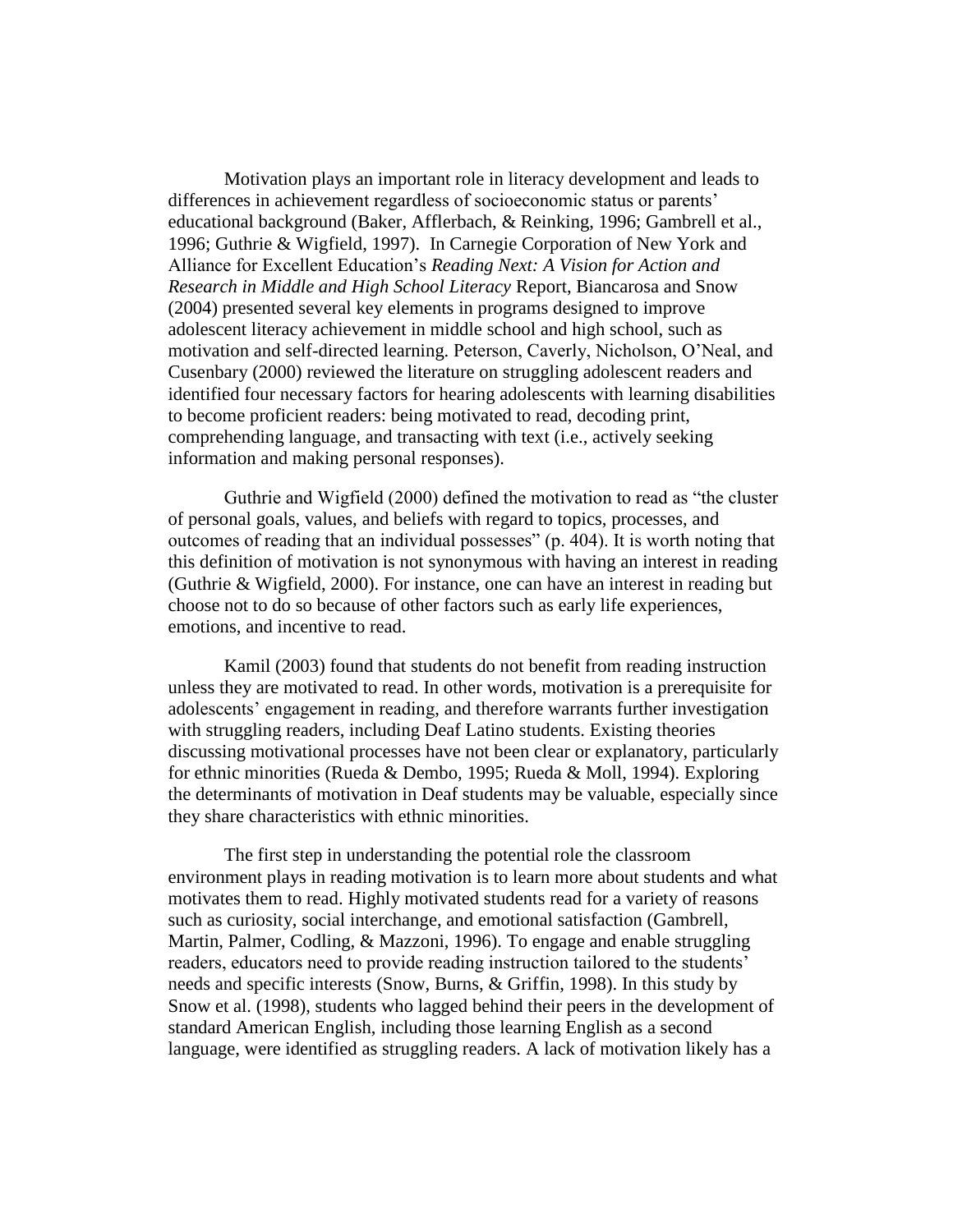Motivation plays an important role in literacy development and leads to differences in achievement regardless of socioeconomic status or parents' educational background (Baker, Afflerbach, & Reinking, 1996; Gambrell et al., 1996; Guthrie & Wigfield, 1997). In Carnegie Corporation of New York and Alliance for Excellent Education's *Reading Next: A Vision for Action and Research in Middle and High School Literacy* Report, Biancarosa and Snow (2004) presented several key elements in programs designed to improve adolescent literacy achievement in middle school and high school, such as motivation and self-directed learning. Peterson, Caverly, Nicholson, O'Neal, and Cusenbary (2000) reviewed the literature on struggling adolescent readers and identified four necessary factors for hearing adolescents with learning disabilities to become proficient readers: being motivated to read, decoding print, comprehending language, and transacting with text (i.e., actively seeking information and making personal responses).

Guthrie and Wigfield (2000) defined the motivation to read as "the cluster of personal goals, values, and beliefs with regard to topics, processes, and outcomes of reading that an individual possesses" (p. 404). It is worth noting that this definition of motivation is not synonymous with having an interest in reading (Guthrie & Wigfield, 2000). For instance, one can have an interest in reading but choose not to do so because of other factors such as early life experiences, emotions, and incentive to read.

Kamil (2003) found that students do not benefit from reading instruction unless they are motivated to read. In other words, motivation is a prerequisite for adolescents' engagement in reading, and therefore warrants further investigation with struggling readers, including Deaf Latino students. Existing theories discussing motivational processes have not been clear or explanatory, particularly for ethnic minorities (Rueda & Dembo, 1995; Rueda & Moll, 1994). Exploring the determinants of motivation in Deaf students may be valuable, especially since they share characteristics with ethnic minorities.

The first step in understanding the potential role the classroom environment plays in reading motivation is to learn more about students and what motivates them to read. Highly motivated students read for a variety of reasons such as curiosity, social interchange, and emotional satisfaction (Gambrell, Martin, Palmer, Codling, & Mazzoni, 1996). To engage and enable struggling readers, educators need to provide reading instruction tailored to the students' needs and specific interests (Snow, Burns, & Griffin, 1998). In this study by Snow et al. (1998), students who lagged behind their peers in the development of standard American English, including those learning English as a second language, were identified as struggling readers. A lack of motivation likely has a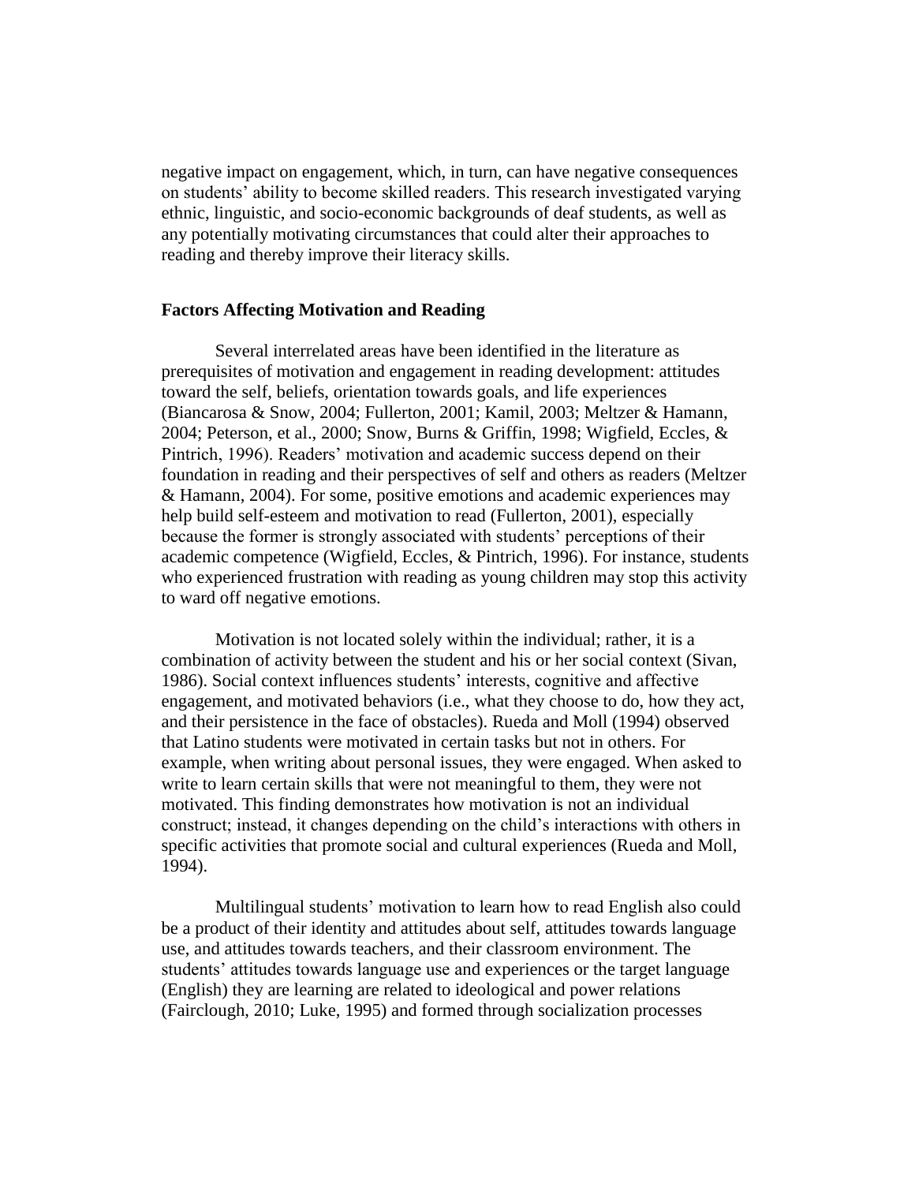negative impact on engagement, which, in turn, can have negative consequences on students' ability to become skilled readers. This research investigated varying ethnic, linguistic, and socio-economic backgrounds of deaf students, as well as any potentially motivating circumstances that could alter their approaches to reading and thereby improve their literacy skills.

## Factors Affecting Motivation and Reading

Several interrelated areas have been identified in the literature as prerequisites of motivation and engagement in reading development: attitudes toward the self, beliefs, orientation towards goals, and life experiences (Biancarosa & Snow, 2004; Fullerton, 2001; Kamil, 2003; Meltzer & Hamann, 2004; Peterson, et al., 2000; Snow, Burns & Griffin, 1998; Wigfield, Eccles, & Pintrich, 1996). Readers' motivation and academic success depend on their foundation in reading and their perspectives of self and others as readers (Meltzer & Hamann, 2004). For some, positive emotions and academic experiences may help build self-esteem and motivation to read (Fullerton, 2001), especially because the former is strongly associated with students' perceptions of their academic competence (Wigfield, Eccles, & Pintrich, 1996). For instance, students who experienced frustration with reading as young children may stop this activity to ward off negative emotions.

Motivation is not located solely within the individual; rather, it is a combination of activity between the student and his or her social context (Sivan, 1986). Social context influences students' interests, cognitive and affective engagement, and motivated behaviors (i.e., what they choose to do, how they act, and their persistence in the face of obstacles). Rueda and Moll (1994) observed that Latino students were motivated in certain tasks but not in others. For example, when writing about personal issues, they were engaged. When asked to write to learn certain skills that were not meaningful to them, they were not motivated. This finding demonstrates how motivation is not an individual construct; instead, it changes depending on the child's interactions with others in specific activities that promote social and cultural experiences (Rueda and Moll, 1994).

Multilingual students' motivation to learn how to read English also could be a product of their identity and attitudes about self, attitudes towards language use, and attitudes towards teachers, and their classroom environment. The students' attitudes towards language use and experiences or the target language (English) they are learning are related to ideological and power relations (Fairclough, 2010; Luke, 1995) and formed through socialization processes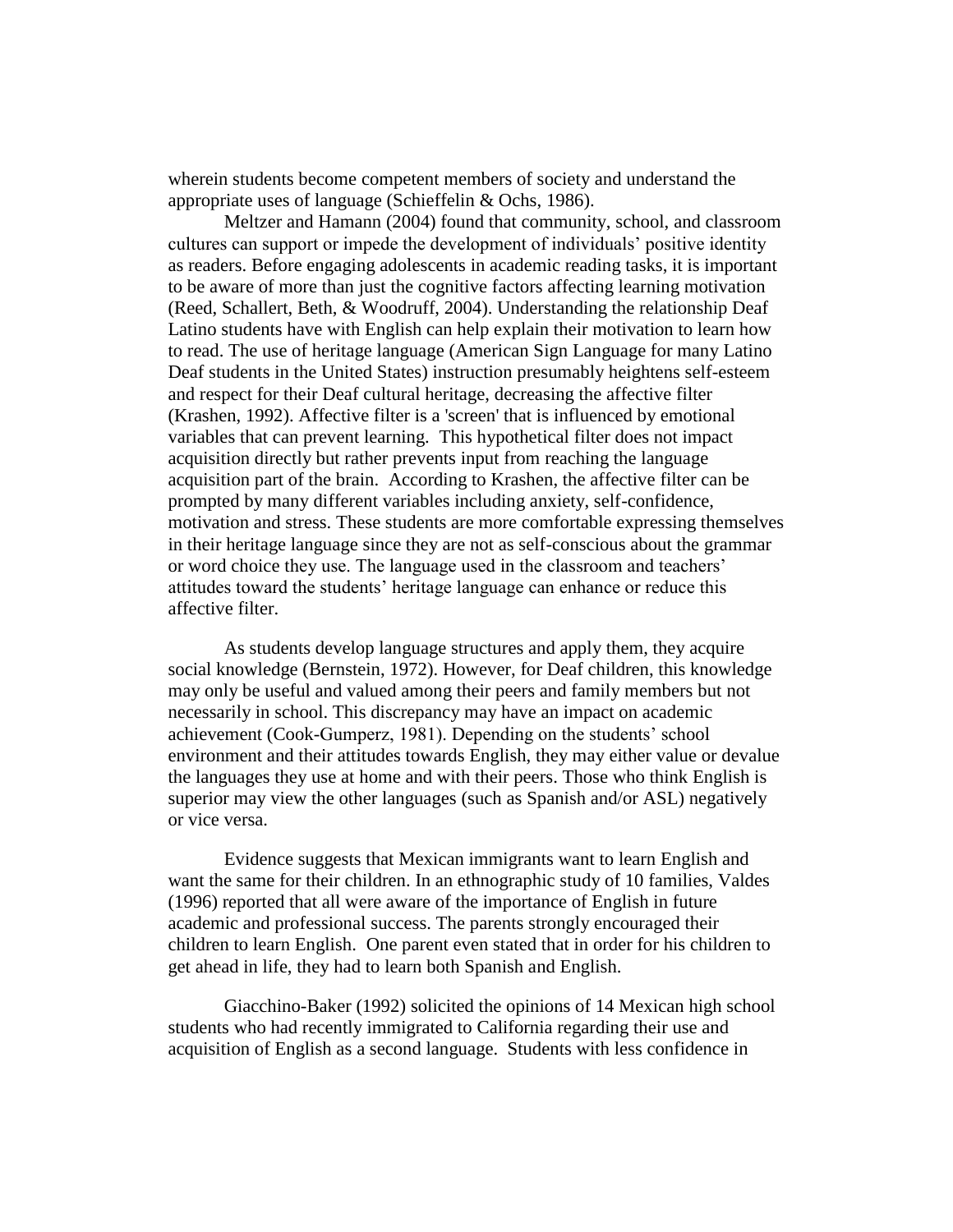wherein students become competent members of society and understand the appropriate uses of language (Schieffelin & Ochs, 1986).

Meltzer and Hamann (2004) found that community, school, and classroom cultures can support or impede the development of individuals' positive identity as readers. Before engaging adolescents in academic reading tasks, it is important to be aware of more than just the cognitive factors affecting learning motivation (Reed, Schallert, Beth, & Woodruff, 2004). Understanding the relationship Deaf Latino students have with English can help explain their motivation to learn how to read. The use of heritage language (American Sign Language for many Latino Deaf students in the United States) instruction presumably heightens self-esteem and respect for their Deaf cultural heritage, decreasing the affective filter (Krashen, 1992). Affective filter is a 'screen' that is influenced by emotional variables that can prevent learning. This hypothetical filter does not impact acquisition directly but rather prevents input from reaching the language acquisition part of the brain. According to Krashen, the affective filter can be prompted by many different variables including anxiety, self-confidence, motivation and stress. These students are more comfortable expressing themselves in their heritage language since they are not as self-conscious about the grammar or word choice they use. The language used in the classroom and teachers' attitudes toward the students' heritage language can enhance or reduce this affective filter.

As students develop language structures and apply them, they acquire social knowledge (Bernstein, 1972). However, for Deaf children, this knowledge may only be useful and valued among their peers and family members but not necessarily in school. This discrepancy may have an impact on academic achievement (Cook-Gumperz, 1981). Depending on the students' school environment and their attitudes towards English, they may either value or devalue the languages they use at home and with their peers. Those who think English is superior may view the other languages (such as Spanish and/or ASL) negatively or vice versa.

Evidence suggests that Mexican immigrants want to learn English and want the same for their children. In an ethnographic study of 10 families, Valdes (1996) reported that all were aware of the importance of English in future academic and professional success. The parents strongly encouraged their children to learn English. One parent even stated that in order for his children to get ahead in life, they had to learn both Spanish and English.

Giacchino-Baker (1992) solicited the opinions of 14 Mexican high school students who had recently immigrated to California regarding their use and acquisition of English as a second language. Students with less confidence in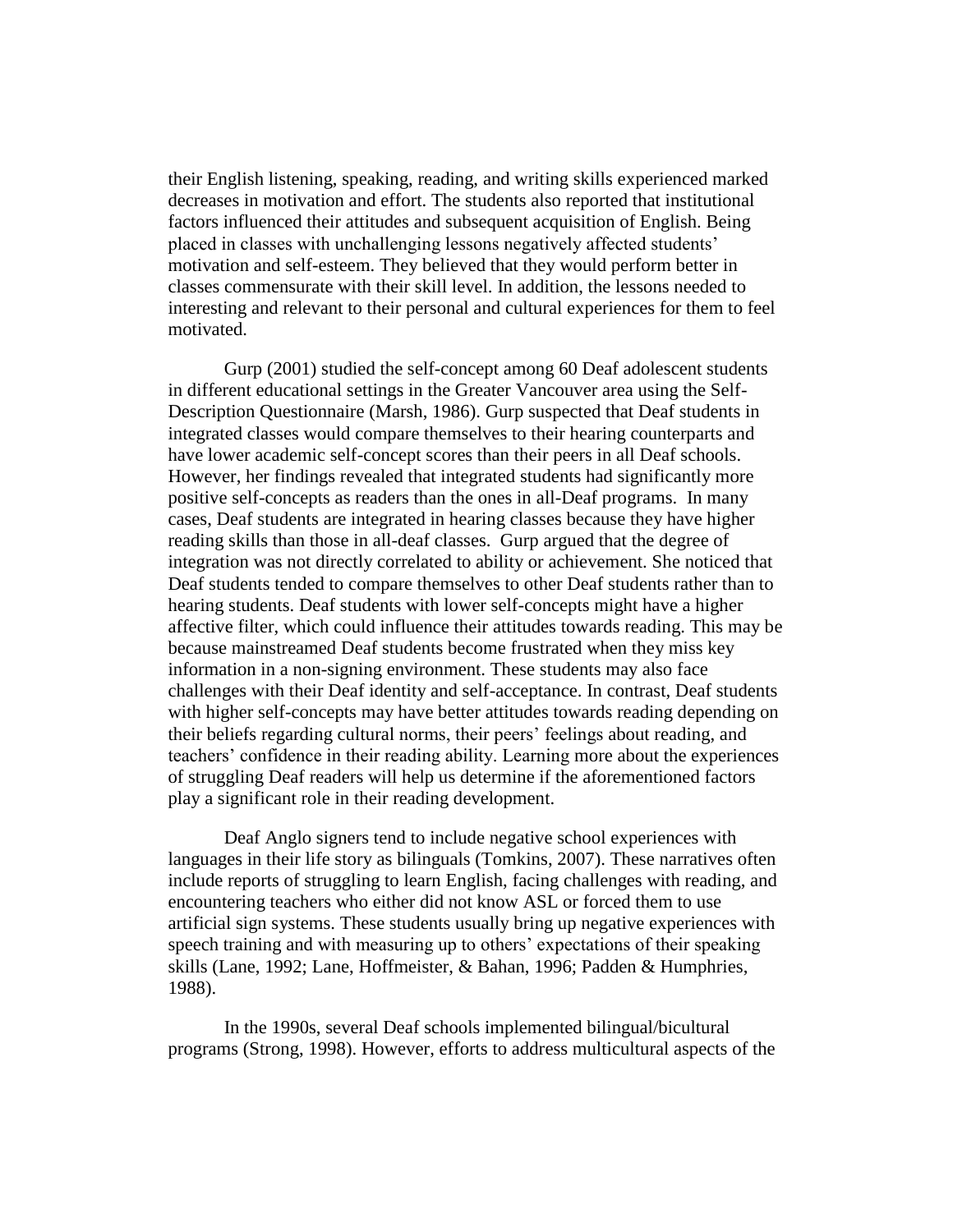their English listening, speaking, reading, and writing skills experienced marked decreases in motivation and effort. The students also reported that institutional factors influenced their attitudes and subsequent acquisition of English. Being placed in classes with unchallenging lessons negatively affected students' motivation and self-esteem. They believed that they would perform better in classes commensurate with their skill level. In addition, the lessons needed to interesting and relevant to their personal and cultural experiences for them to feel motivated.

Gurp (2001) studied the self-concept among 60 Deaf adolescent students in different educational settings in the Greater Vancouver area using the Self-Description Questionnaire (Marsh, 1986). Gurp suspected that Deaf students in integrated classes would compare themselves to their hearing counterparts and have lower academic self-concept scores than their peers in all Deaf schools. However, her findings revealed that integrated students had significantly more positive self-concepts as readers than the ones in all-Deaf programs. In many cases, Deaf students are integrated in hearing classes because they have higher reading skills than those in all-deaf classes. Gurp argued that the degree of integration was not directly correlated to ability or achievement. She noticed that Deaf students tended to compare themselves to other Deaf students rather than to hearing students. Deaf students with lower self-concepts might have a higher affective filter, which could influence their attitudes towards reading. This may be because mainstreamed Deaf students become frustrated when they miss key information in a non-signing environment. These students may also face challenges with their Deaf identity and self-acceptance. In contrast, Deaf students with higher self-concepts may have better attitudes towards reading depending on their beliefs regarding cultural norms, their peers' feelings about reading, and teachers' confidence in their reading ability. Learning more about the experiences of struggling Deaf readers will help us determine if the aforementioned factors play a significant role in their reading development.

Deaf Anglo signers tend to include negative school experiences with languages in their life story as bilinguals (Tomkins, 2007). These narratives often include reports of struggling to learn English, facing challenges with reading, and encountering teachers who either did not know ASL or forced them to use artificial sign systems. These students usually bring up negative experiences with speech training and with measuring up to others' expectations of their speaking skills (Lane, 1992; Lane, Hoffmeister, & Bahan, 1996; Padden & Humphries, 1988).

In the 1990s, several Deaf schools implemented bilingual/bicultural programs (Strong, 1998). However, efforts to address multicultural aspects of the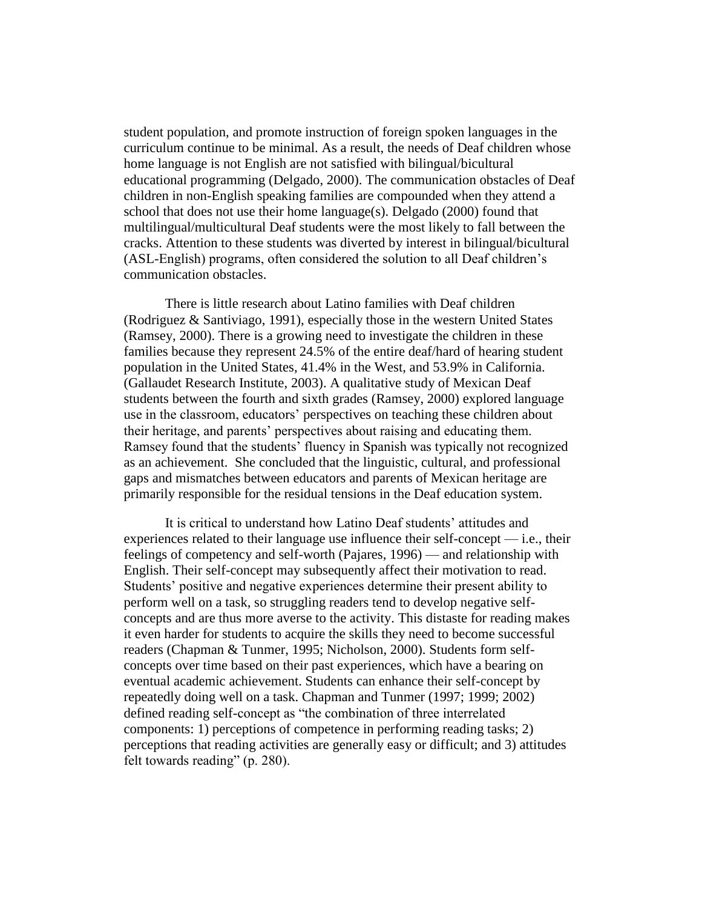student population, and promote instruction of foreign spoken languages in the curriculum continue to be minimal. As a result, the needs of Deaf children whose home language is not English are not satisfied with bilingual/bicultural educational programming (Delgado, 2000). The communication obstacles of Deaf children in non-English speaking families are compounded when they attend a school that does not use their home language(s). Delgado (2000) found that multilingual/multicultural Deaf students were the most likely to fall between the cracks. Attention to these students was diverted by interest in bilingual/bicultural (ASL-English) programs, often considered the solution to all Deaf children's communication obstacles.

There is little research about Latino families with Deaf children (Rodriguez & Santiviago, 1991), especially those in the western United States (Ramsey, 2000). There is a growing need to investigate the children in these families because they represent 24.5% of the entire deaf/hard of hearing student population in the United States, 41.4% in the West, and 53.9% in California. (Gallaudet Research Institute, 2003). A qualitative study of Mexican Deaf students between the fourth and sixth grades (Ramsey, 2000) explored language use in the classroom, educators' perspectives on teaching these children about their heritage, and parents' perspectives about raising and educating them. Ramsey found that the students' fluency in Spanish was typically not recognized as an achievement. She concluded that the linguistic, cultural, and professional gaps and mismatches between educators and parents of Mexican heritage are primarily responsible for the residual tensions in the Deaf education system.

It is critical to understand how Latino Deaf students' attitudes and experiences related to their language use influence their self-concept — i.e., their feelings of competency and self-worth (Pajares, 1996) — and relationship with English. Their self-concept may subsequently affect their motivation to read. Students' positive and negative experiences determine their present ability to perform well on a task, so struggling readers tend to develop negative self-concepts and are thus more averse to the activity. This distaste for reading makes it even harder for students to acquire the skills they need to become successful readers (Chapman & Tunmer, 1995; Nicholson, 2000). Students form self-concepts over time based on their past experiences, which have a bearing on eventual academic achievement. Students can enhance their self-concept by repeatedly doing well on a task. Chapman and Tunmer (1997; 1999; 2002) defined reading self-concept as "the combination of three interrelated components: 1) perceptions of competence in performing reading tasks; 2) perceptions that reading activities are generally easy or difficult; and 3) attitudes felt towards reading" (p. 280).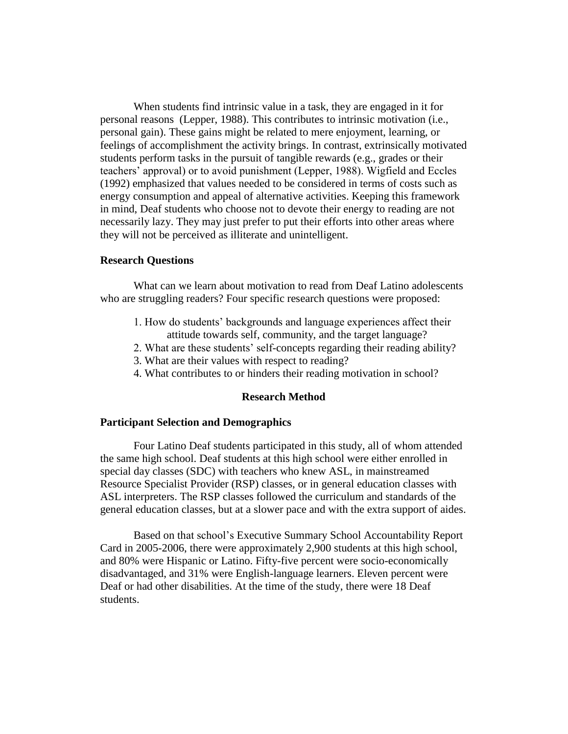When students find intrinsic value in a task, they are engaged in it for personal reasons (Lepper, 1988). This contributes to intrinsic motivation (i.e., personal gain). These gains might be related to mere enjoyment, learning, or feelings of accomplishment the activity brings. In contrast, extrinsically motivated students perform tasks in the pursuit of tangible rewards (e.g., grades or their teachers' approval) or to avoid punishment (Lepper, 1988). Wigfield and Eccles (1992) emphasized that values needed to be considered in terms of costs such as energy consumption and appeal of alternative activities. Keeping this framework in mind, Deaf students who choose not to devote their energy to reading are not necessarily lazy. They may just prefer to put their efforts into other areas where they will not be perceived as illiterate and unintelligent.

### Research Questions

What can we learn about motivation to read from Deaf Latino adolescents who are struggling readers? Four specific research questions were proposed:

1. How do students' backgrounds and language experiences affect their attitude towards self, community, and the target language?
2. What are these students' self-concepts regarding their reading ability?
3. What are their values with respect to reading?
4. What contributes to or hinders their reading motivation in school?

## Research Method

### Participant Selection and Demographics

Four Latino Deaf students participated in this study, all of whom attended the same high school. Deaf students at this high school were either enrolled in special day classes (SDC) with teachers who knew ASL, in mainstreamed Resource Specialist Provider (RSP) classes, or in general education classes with ASL interpreters. The RSP classes followed the curriculum and standards of the general education classes, but at a slower pace and with the extra support of aides.

Based on that school's Executive Summary School Accountability Report Card in 2005-2006, there were approximately 2,900 students at this high school, and 80% were Hispanic or Latino. Fifty-five percent were socio-economically disadvantaged, and 31% were English-language learners. Eleven percent were Deaf or had other disabilities. At the time of the study, there were 18 Deaf students.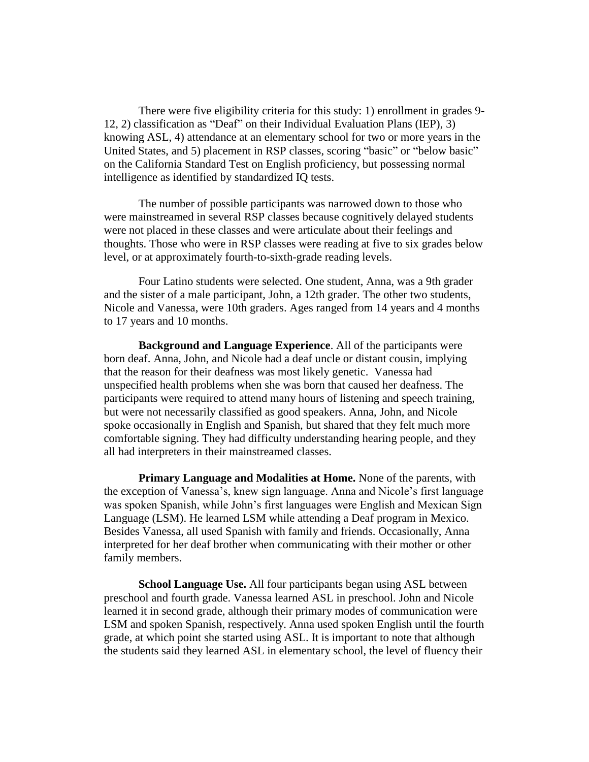There were five eligibility criteria for this study: 1) enrollment in grades 9-12, 2) classification as "Deaf" on their Individual Evaluation Plans (IEP), 3) knowing ASL, 4) attendance at an elementary school for two or more years in the United States, and 5) placement in RSP classes, scoring "basic" or "below basic" on the California Standard Test on English proficiency, but possessing normal intelligence as identified by standardized IQ tests.

The number of possible participants was narrowed down to those who were mainstreamed in several RSP classes because cognitively delayed students were not placed in these classes and were articulate about their feelings and thoughts. Those who were in RSP classes were reading at five to six grades below level, or at approximately fourth-to-sixth-grade reading levels.

Four Latino students were selected. One student, Anna, was a 9th grader and the sister of a male participant, John, a 12th grader. The other two students, Nicole and Vanessa, were 10th graders. Ages ranged from 14 years and 4 months to 17 years and 10 months.

**Background and Language Experience**. All of the participants were born deaf. Anna, John, and Nicole had a deaf uncle or distant cousin, implying that the reason for their deafness was most likely genetic. Vanessa had unspecified health problems when she was born that caused her deafness. The participants were required to attend many hours of listening and speech training, but were not necessarily classified as good speakers. Anna, John, and Nicole spoke occasionally in English and Spanish, but shared that they felt much more comfortable signing. They had difficulty understanding hearing people, and they all had interpreters in their mainstreamed classes.

**Primary Language and Modalities at Home.** None of the parents, with the exception of Vanessa's, knew sign language. Anna and Nicole's first language was spoken Spanish, while John's first languages were English and Mexican Sign Language (LSM). He learned LSM while attending a Deaf program in Mexico. Besides Vanessa, all used Spanish with family and friends. Occasionally, Anna interpreted for her deaf brother when communicating with their mother or other family members.

**School Language Use.** All four participants began using ASL between preschool and fourth grade. Vanessa learned ASL in preschool. John and Nicole learned it in second grade, although their primary modes of communication were LSM and spoken Spanish, respectively. Anna used spoken English until the fourth grade, at which point she started using ASL. It is important to note that although the students said they learned ASL in elementary school, the level of fluency their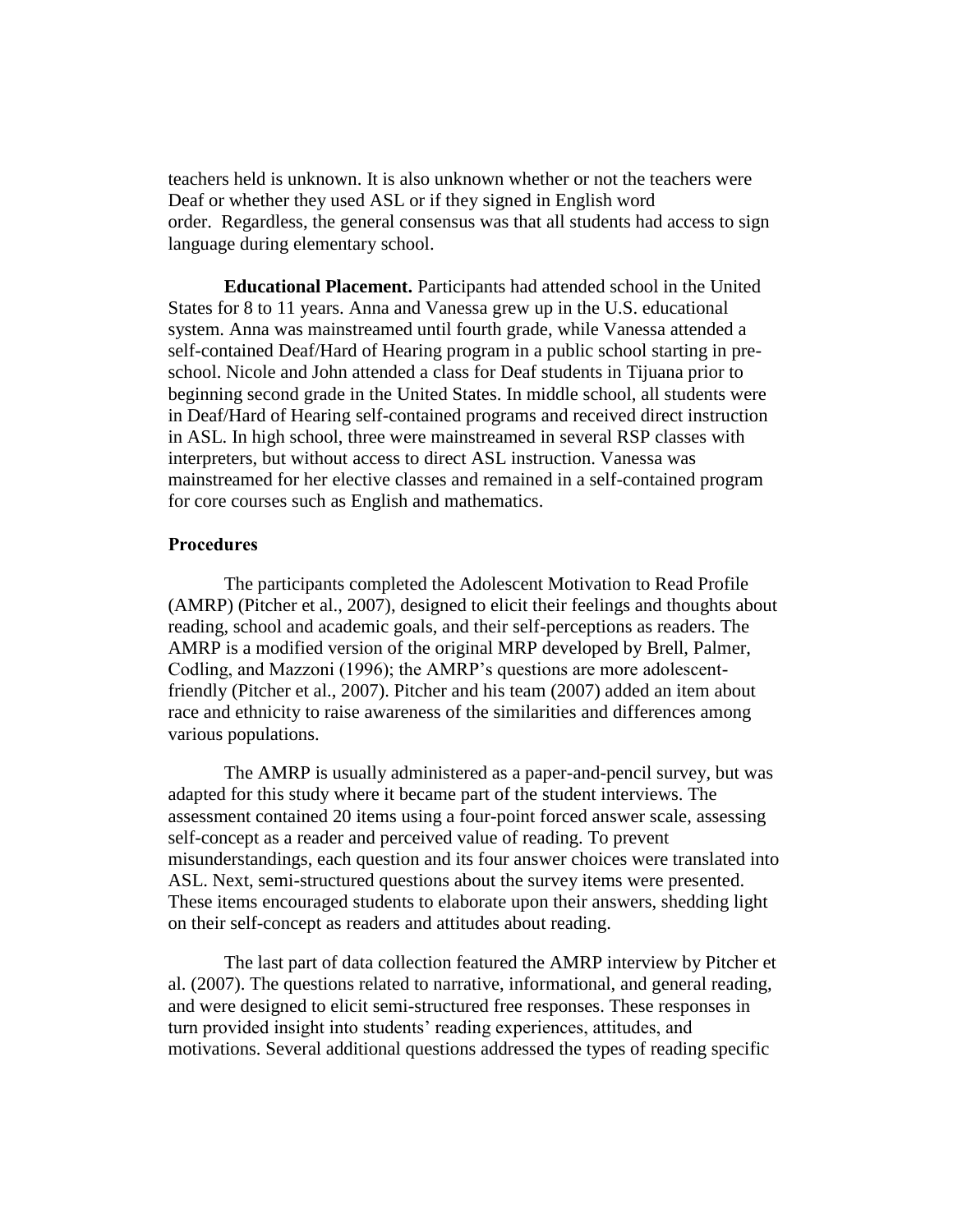teachers held is unknown. It is also unknown whether or not the teachers were Deaf or whether they used ASL or if they signed in English word order. Regardless, the general consensus was that all students had access to sign language during elementary school.

**Educational Placement.** Participants had attended school in the United States for 8 to 11 years. Anna and Vanessa grew up in the U.S. educational system. Anna was mainstreamed until fourth grade, while Vanessa attended a self-contained Deaf/Hard of Hearing program in a public school starting in pre-school. Nicole and John attended a class for Deaf students in Tijuana prior to beginning second grade in the United States. In middle school, all students were in Deaf/Hard of Hearing self-contained programs and received direct instruction in ASL. In high school, three were mainstreamed in several RSP classes with interpreters, but without access to direct ASL instruction. Vanessa was mainstreamed for her elective classes and remained in a self-contained program for core courses such as English and mathematics.

### Procedures

The participants completed the Adolescent Motivation to Read Profile (AMRP) (Pitcher et al., 2007), designed to elicit their feelings and thoughts about reading, school and academic goals, and their self-perceptions as readers. The AMRP is a modified version of the original MRP developed by Brell, Palmer, Codling, and Mazzoni (1996); the AMRP's questions are more adolescent-friendly (Pitcher et al., 2007). Pitcher and his team (2007) added an item about race and ethnicity to raise awareness of the similarities and differences among various populations.

The AMRP is usually administered as a paper-and-pencil survey, but was adapted for this study where it became part of the student interviews. The assessment contained 20 items using a four-point forced answer scale, assessing self-concept as a reader and perceived value of reading. To prevent misunderstandings, each question and its four answer choices were translated into ASL. Next, semi-structured questions about the survey items were presented. These items encouraged students to elaborate upon their answers, shedding light on their self-concept as readers and attitudes about reading.

The last part of data collection featured the AMRP interview by Pitcher et al. (2007). The questions related to narrative, informational, and general reading, and were designed to elicit semi-structured free responses. These responses in turn provided insight into students' reading experiences, attitudes, and motivations. Several additional questions addressed the types of reading specific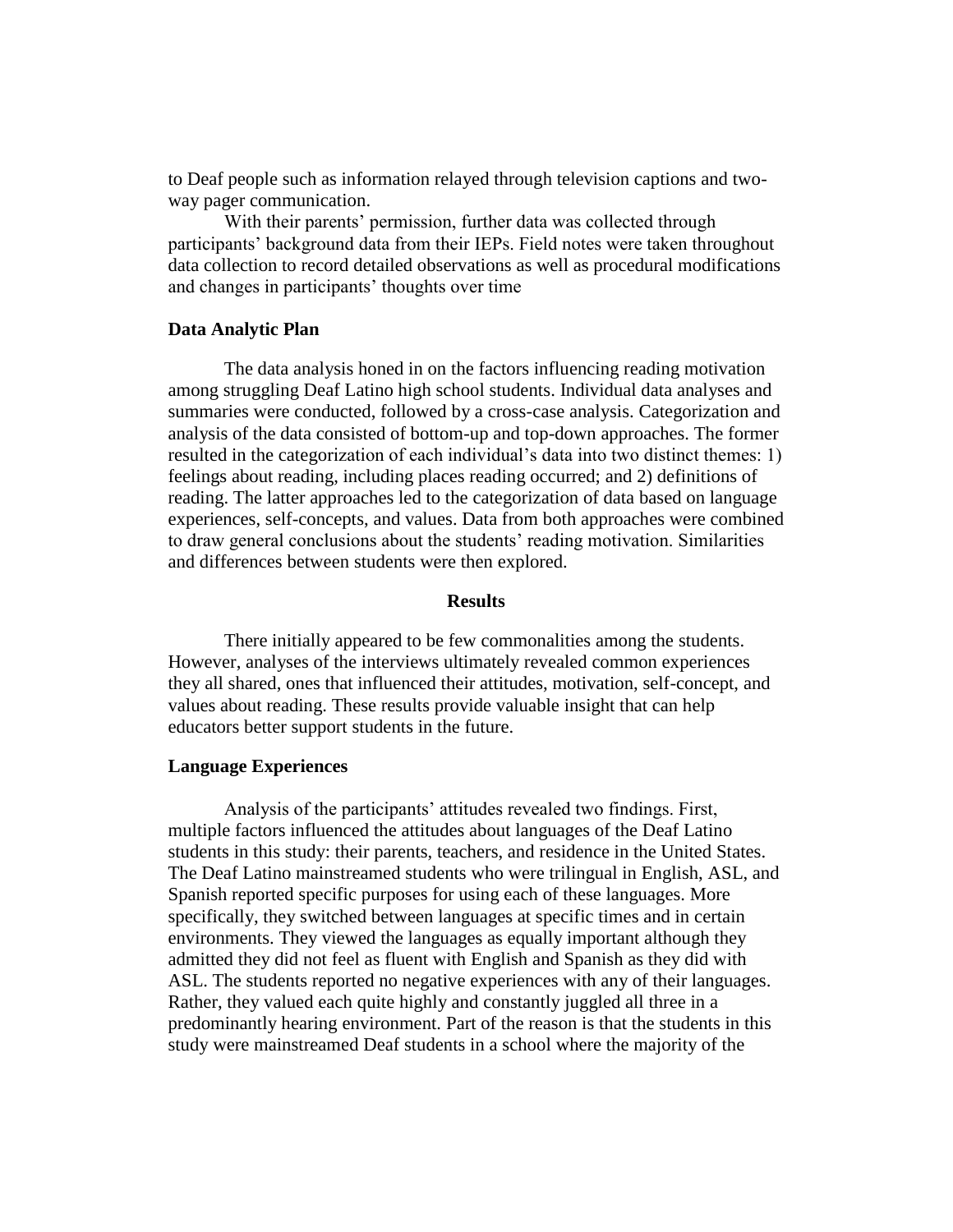to Deaf people such as information relayed through television captions and two-way pager communication.

With their parents' permission, further data was collected through participants' background data from their IEPs. Field notes were taken throughout data collection to record detailed observations as well as procedural modifications and changes in participants' thoughts over time

### Data Analytic Plan

The data analysis honed in on the factors influencing reading motivation among struggling Deaf Latino high school students. Individual data analyses and summaries were conducted, followed by a cross-case analysis. Categorization and analysis of the data consisted of bottom-up and top-down approaches. The former resulted in the categorization of each individual's data into two distinct themes: 1) feelings about reading, including places reading occurred; and 2) definitions of reading. The latter approaches led to the categorization of data based on language experiences, self-concepts, and values. Data from both approaches were combined to draw general conclusions about the students' reading motivation. Similarities and differences between students were then explored.

## Results

There initially appeared to be few commonalities among the students. However, analyses of the interviews ultimately revealed common experiences they all shared, ones that influenced their attitudes, motivation, self-concept, and values about reading. These results provide valuable insight that can help educators better support students in the future.

### Language Experiences

Analysis of the participants' attitudes revealed two findings. First, multiple factors influenced the attitudes about languages of the Deaf Latino students in this study: their parents, teachers, and residence in the United States. The Deaf Latino mainstreamed students who were trilingual in English, ASL, and Spanish reported specific purposes for using each of these languages. More specifically, they switched between languages at specific times and in certain environments. They viewed the languages as equally important although they admitted they did not feel as fluent with English and Spanish as they did with ASL. The students reported no negative experiences with any of their languages. Rather, they valued each quite highly and constantly juggled all three in a predominantly hearing environment. Part of the reason is that the students in this study were mainstreamed Deaf students in a school where the majority of the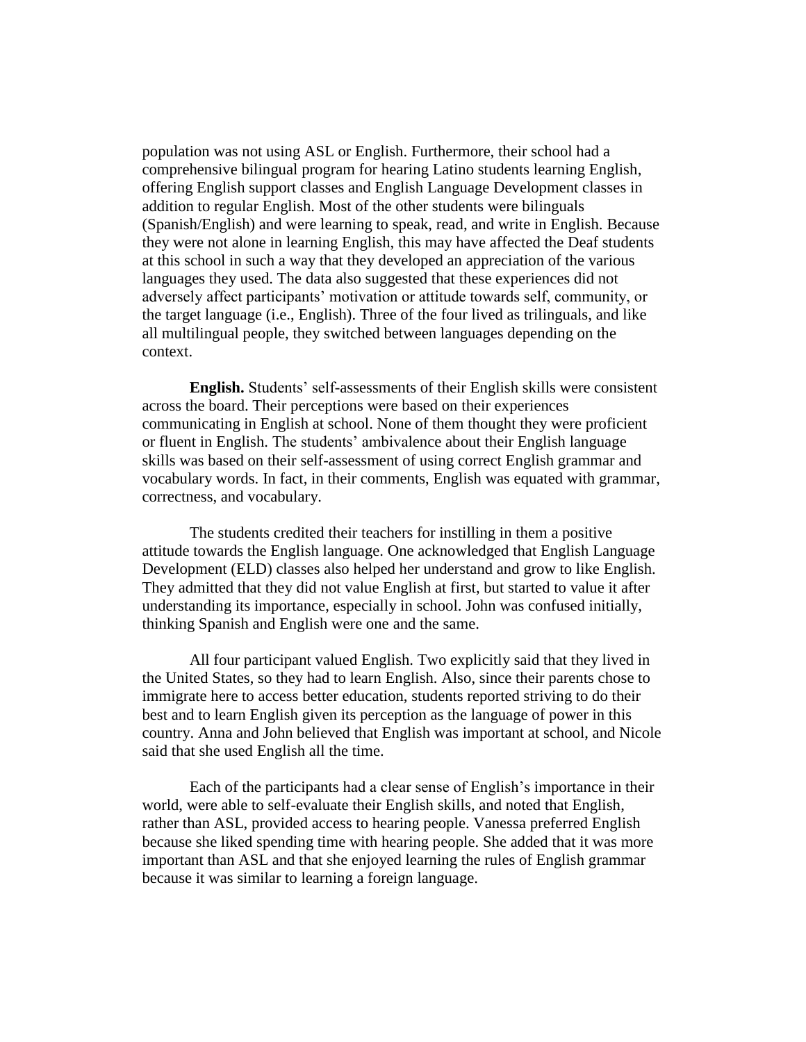population was not using ASL or English. Furthermore, their school had a comprehensive bilingual program for hearing Latino students learning English, offering English support classes and English Language Development classes in addition to regular English. Most of the other students were bilinguals (Spanish/English) and were learning to speak, read, and write in English. Because they were not alone in learning English, this may have affected the Deaf students at this school in such a way that they developed an appreciation of the various languages they used. The data also suggested that these experiences did not adversely affect participants' motivation or attitude towards self, community, or the target language (i.e., English). Three of the four lived as trilinguals, and like all multilingual people, they switched between languages depending on the context.

**English.** Students' self-assessments of their English skills were consistent across the board. Their perceptions were based on their experiences communicating in English at school. None of them thought they were proficient or fluent in English. The students' ambivalence about their English language skills was based on their self-assessment of using correct English grammar and vocabulary words. In fact, in their comments, English was equated with grammar, correctness, and vocabulary.

The students credited their teachers for instilling in them a positive attitude towards the English language. One acknowledged that English Language Development (ELD) classes also helped her understand and grow to like English. They admitted that they did not value English at first, but started to value it after understanding its importance, especially in school. John was confused initially, thinking Spanish and English were one and the same.

All four participant valued English. Two explicitly said that they lived in the United States, so they had to learn English. Also, since their parents chose to immigrate here to access better education, students reported striving to do their best and to learn English given its perception as the language of power in this country. Anna and John believed that English was important at school, and Nicole said that she used English all the time.

Each of the participants had a clear sense of English's importance in their world, were able to self-evaluate their English skills, and noted that English, rather than ASL, provided access to hearing people. Vanessa preferred English because she liked spending time with hearing people. She added that it was more important than ASL and that she enjoyed learning the rules of English grammar because it was similar to learning a foreign language.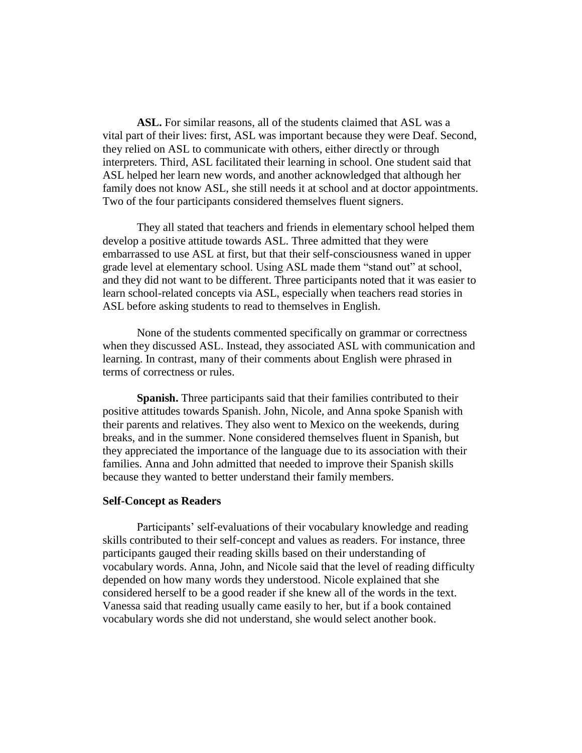**ASL.** For similar reasons, all of the students claimed that ASL was a vital part of their lives: first, ASL was important because they were Deaf. Second, they relied on ASL to communicate with others, either directly or through interpreters. Third, ASL facilitated their learning in school. One student said that ASL helped her learn new words, and another acknowledged that although her family does not know ASL, she still needs it at school and at doctor appointments. Two of the four participants considered themselves fluent signers.

They all stated that teachers and friends in elementary school helped them develop a positive attitude towards ASL. Three admitted that they were embarrassed to use ASL at first, but that their self-consciousness waned in upper grade level at elementary school. Using ASL made them "stand out" at school, and they did not want to be different. Three participants noted that it was easier to learn school-related concepts via ASL, especially when teachers read stories in ASL before asking students to read to themselves in English.

None of the students commented specifically on grammar or correctness when they discussed ASL. Instead, they associated ASL with communication and learning. In contrast, many of their comments about English were phrased in terms of correctness or rules.

**Spanish.** Three participants said that their families contributed to their positive attitudes towards Spanish. John, Nicole, and Anna spoke Spanish with their parents and relatives. They also went to Mexico on the weekends, during breaks, and in the summer. None considered themselves fluent in Spanish, but they appreciated the importance of the language due to its association with their families. Anna and John admitted that needed to improve their Spanish skills because they wanted to better understand their family members.

## Self-Concept as Readers

Participants' self-evaluations of their vocabulary knowledge and reading skills contributed to their self-concept and values as readers. For instance, three participants gauged their reading skills based on their understanding of vocabulary words. Anna, John, and Nicole said that the level of reading difficulty depended on how many words they understood. Nicole explained that she considered herself to be a good reader if she knew all of the words in the text. Vanessa said that reading usually came easily to her, but if a book contained vocabulary words she did not understand, she would select another book.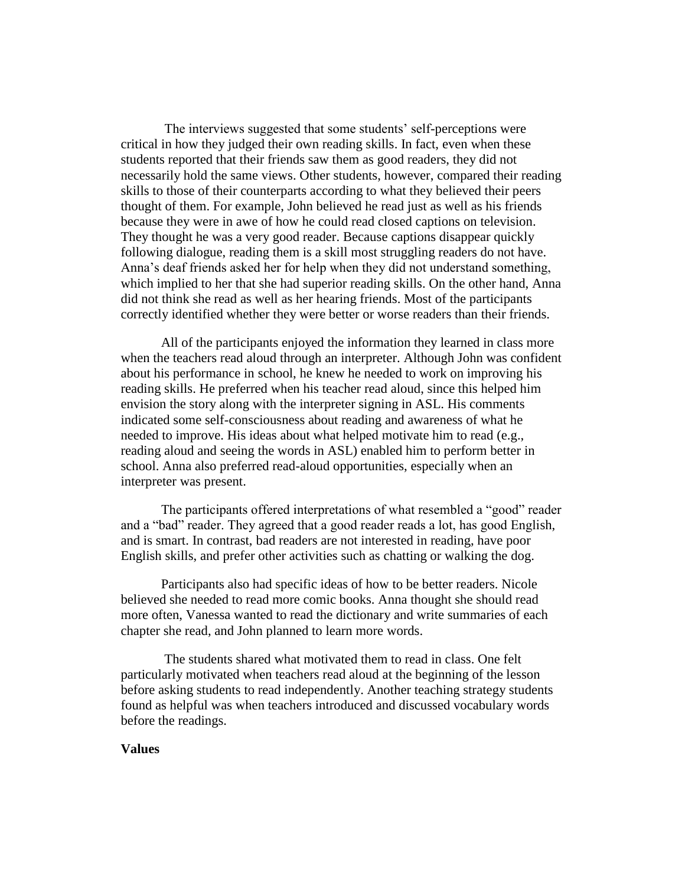The interviews suggested that some students' self-perceptions were critical in how they judged their own reading skills. In fact, even when these students reported that their friends saw them as good readers, they did not necessarily hold the same views. Other students, however, compared their reading skills to those of their counterparts according to what they believed their peers thought of them. For example, John believed he read just as well as his friends because they were in awe of how he could read closed captions on television. They thought he was a very good reader. Because captions disappear quickly following dialogue, reading them is a skill most struggling readers do not have. Anna's deaf friends asked her for help when they did not understand something, which implied to her that she had superior reading skills. On the other hand, Anna did not think she read as well as her hearing friends. Most of the participants correctly identified whether they were better or worse readers than their friends.

All of the participants enjoyed the information they learned in class more when the teachers read aloud through an interpreter. Although John was confident about his performance in school, he knew he needed to work on improving his reading skills. He preferred when his teacher read aloud, since this helped him envision the story along with the interpreter signing in ASL. His comments indicated some self-consciousness about reading and awareness of what he needed to improve. His ideas about what helped motivate him to read (e.g., reading aloud and seeing the words in ASL) enabled him to perform better in school. Anna also preferred read-aloud opportunities, especially when an interpreter was present.

The participants offered interpretations of what resembled a "good" reader and a "bad" reader. They agreed that a good reader reads a lot, has good English, and is smart. In contrast, bad readers are not interested in reading, have poor English skills, and prefer other activities such as chatting or walking the dog.

Participants also had specific ideas of how to be better readers. Nicole believed she needed to read more comic books. Anna thought she should read more often, Vanessa wanted to read the dictionary and write summaries of each chapter she read, and John planned to learn more words.

The students shared what motivated them to read in class. One felt particularly motivated when teachers read aloud at the beginning of the lesson before asking students to read independently. Another teaching strategy students found as helpful was when teachers introduced and discussed vocabulary words before the readings.

**Values**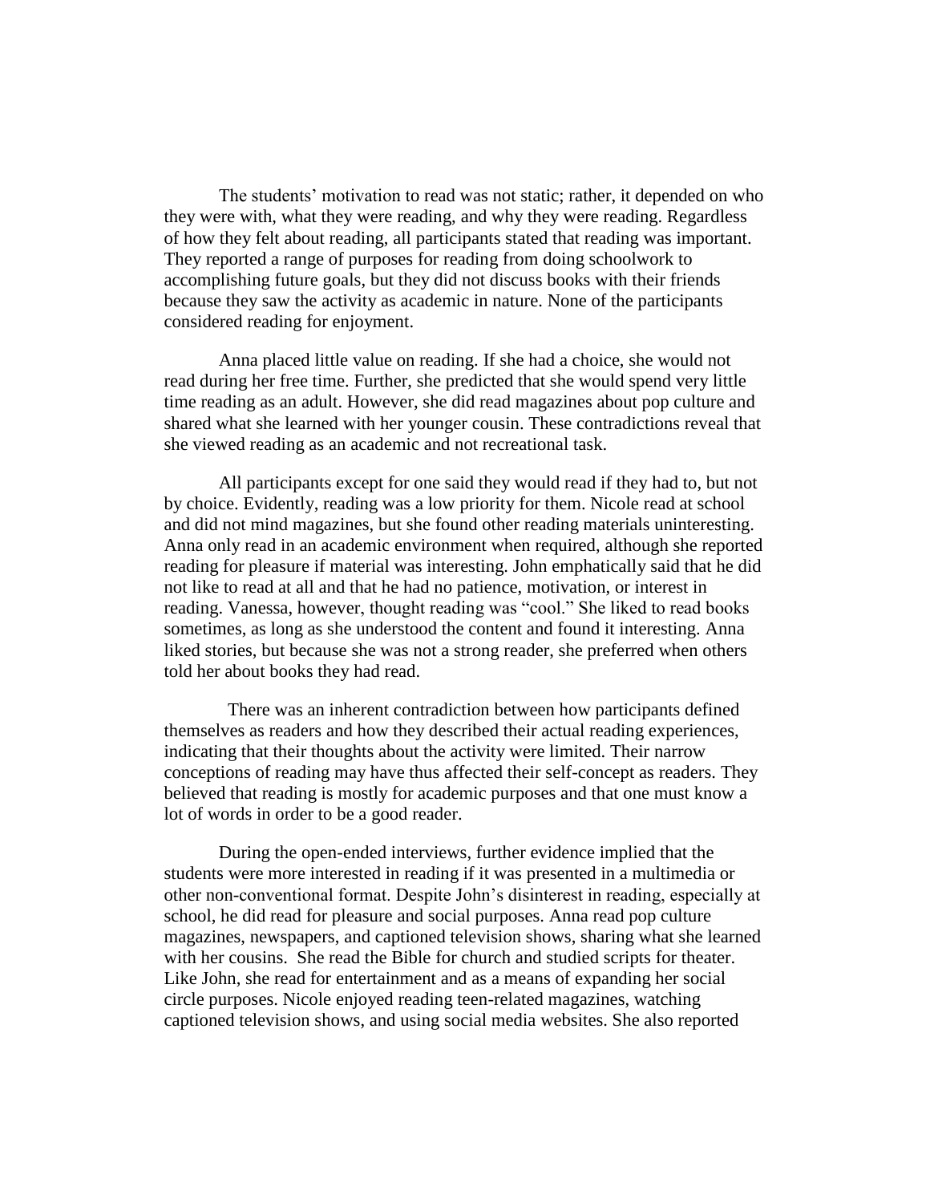The students' motivation to read was not static; rather, it depended on who they were with, what they were reading, and why they were reading. Regardless of how they felt about reading, all participants stated that reading was important. They reported a range of purposes for reading from doing schoolwork to accomplishing future goals, but they did not discuss books with their friends because they saw the activity as academic in nature. None of the participants considered reading for enjoyment.

Anna placed little value on reading. If she had a choice, she would not read during her free time. Further, she predicted that she would spend very little time reading as an adult. However, she did read magazines about pop culture and shared what she learned with her younger cousin. These contradictions reveal that she viewed reading as an academic and not recreational task.

All participants except for one said they would read if they had to, but not by choice. Evidently, reading was a low priority for them. Nicole read at school and did not mind magazines, but she found other reading materials uninteresting. Anna only read in an academic environment when required, although she reported reading for pleasure if material was interesting. John emphatically said that he did not like to read at all and that he had no patience, motivation, or interest in reading. Vanessa, however, thought reading was "cool." She liked to read books sometimes, as long as she understood the content and found it interesting. Anna liked stories, but because she was not a strong reader, she preferred when others told her about books they had read.

There was an inherent contradiction between how participants defined themselves as readers and how they described their actual reading experiences, indicating that their thoughts about the activity were limited. Their narrow conceptions of reading may have thus affected their self-concept as readers. They believed that reading is mostly for academic purposes and that one must know a lot of words in order to be a good reader.

During the open-ended interviews, further evidence implied that the students were more interested in reading if it was presented in a multimedia or other non-conventional format. Despite John's disinterest in reading, especially at school, he did read for pleasure and social purposes. Anna read pop culture magazines, newspapers, and captioned television shows, sharing what she learned with her cousins. She read the Bible for church and studied scripts for theater. Like John, she read for entertainment and as a means of expanding her social circle purposes. Nicole enjoyed reading teen-related magazines, watching captioned television shows, and using social media websites. She also reported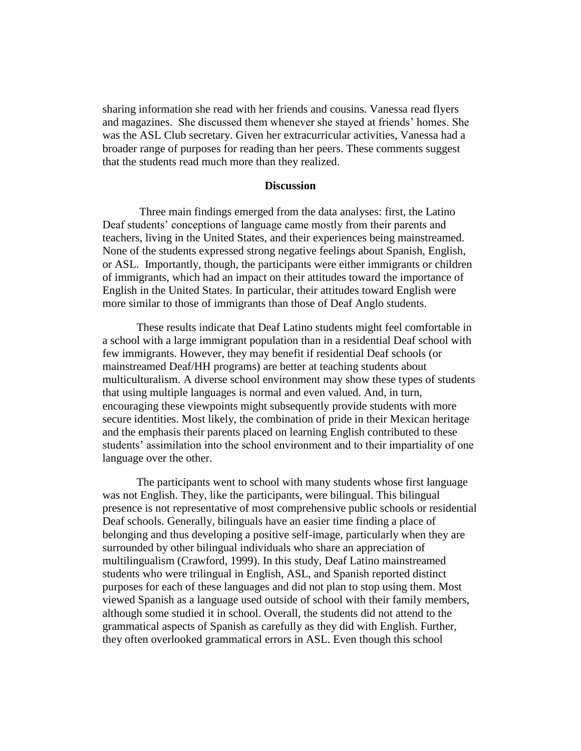sharing information she read with her friends and cousins. Vanessa read flyers and magazines. She discussed them whenever she stayed at friends' homes. She was the ASL Club secretary. Given her extracurricular activities, Vanessa had a broader range of purposes for reading than her peers. These comments suggest that the students read much more than they realized.

## Discussion

Three main findings emerged from the data analyses: first, the Latino Deaf students' conceptions of language came mostly from their parents and teachers, living in the United States, and their experiences being mainstreamed. None of the students expressed strong negative feelings about Spanish, English, or ASL. Importantly, though, the participants were either immigrants or children of immigrants, which had an impact on their attitudes toward the importance of English in the United States. In particular, their attitudes toward English were more similar to those of immigrants than those of Deaf Anglo students.

These results indicate that Deaf Latino students might feel comfortable in a school with a large immigrant population than in a residential Deaf school with few immigrants. However, they may benefit if residential Deaf schools (or mainstreamed Deaf/HH programs) are better at teaching students about multiculturalism. A diverse school environment may show these types of students that using multiple languages is normal and even valued. And, in turn, encouraging these viewpoints might subsequently provide students with more secure identities. Most likely, the combination of pride in their Mexican heritage and the emphasis their parents placed on learning English contributed to these students' assimilation into the school environment and to their impartiality of one language over the other.

The participants went to school with many students whose first language was not English. They, like the participants, were bilingual. This bilingual presence is not representative of most comprehensive public schools or residential Deaf schools. Generally, bilinguals have an easier time finding a place of belonging and thus developing a positive self-image, particularly when they are surrounded by other bilingual individuals who share an appreciation of multilingualism (Crawford, 1999). In this study, Deaf Latino mainstreamed students who were trilingual in English, ASL, and Spanish reported distinct purposes for each of these languages and did not plan to stop using them. Most viewed Spanish as a language used outside of school with their family members, although some studied it in school. Overall, the students did not attend to the grammatical aspects of Spanish as carefully as they did with English. Further, they often overlooked grammatical errors in ASL. Even though this school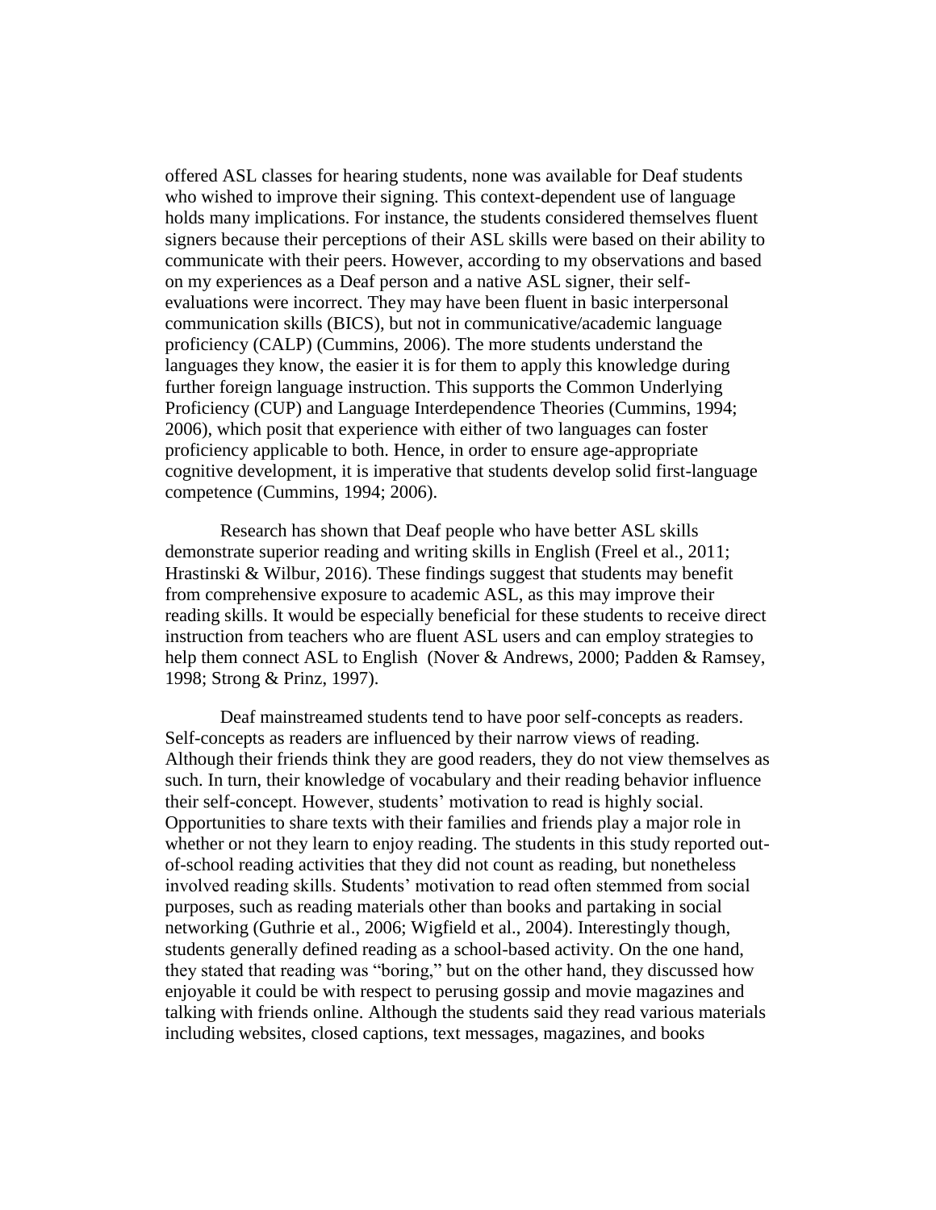offered ASL classes for hearing students, none was available for Deaf students who wished to improve their signing. This context-dependent use of language holds many implications. For instance, the students considered themselves fluent signers because their perceptions of their ASL skills were based on their ability to communicate with their peers. However, according to my observations and based on my experiences as a Deaf person and a native ASL signer, their self-evaluations were incorrect. They may have been fluent in basic interpersonal communication skills (BICS), but not in communicative/academic language proficiency (CALP) (Cummins, 2006). The more students understand the languages they know, the easier it is for them to apply this knowledge during further foreign language instruction. This supports the Common Underlying Proficiency (CUP) and Language Interdependence Theories (Cummins, 1994; 2006), which posit that experience with either of two languages can foster proficiency applicable to both. Hence, in order to ensure age-appropriate cognitive development, it is imperative that students develop solid first-language competence (Cummins, 1994; 2006).

Research has shown that Deaf people who have better ASL skills demonstrate superior reading and writing skills in English (Freel et al., 2011; Hrastinski & Wilbur, 2016). These findings suggest that students may benefit from comprehensive exposure to academic ASL, as this may improve their reading skills. It would be especially beneficial for these students to receive direct instruction from teachers who are fluent ASL users and can employ strategies to help them connect ASL to English (Nover & Andrews, 2000; Padden & Ramsey, 1998; Strong & Prinz, 1997).

Deaf mainstreamed students tend to have poor self-concepts as readers. Self-concepts as readers are influenced by their narrow views of reading. Although their friends think they are good readers, they do not view themselves as such. In turn, their knowledge of vocabulary and their reading behavior influence their self-concept. However, students' motivation to read is highly social. Opportunities to share texts with their families and friends play a major role in whether or not they learn to enjoy reading. The students in this study reported out-of-school reading activities that they did not count as reading, but nonetheless involved reading skills. Students' motivation to read often stemmed from social purposes, such as reading materials other than books and partaking in social networking (Guthrie et al., 2006; Wigfield et al., 2004). Interestingly though, students generally defined reading as a school-based activity. On the one hand, they stated that reading was "boring," but on the other hand, they discussed how enjoyable it could be with respect to perusing gossip and movie magazines and talking with friends online. Although the students said they read various materials including websites, closed captions, text messages, magazines, and books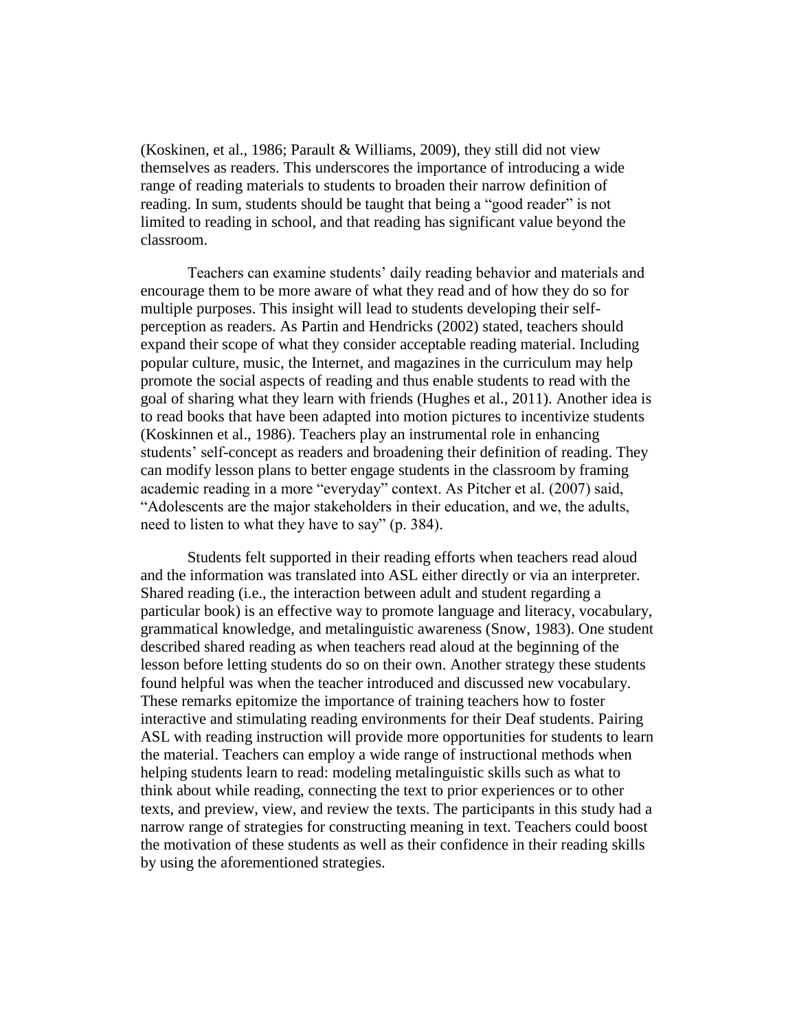(Koskinen, et al., 1986; Parault & Williams, 2009), they still did not view themselves as readers. This underscores the importance of introducing a wide range of reading materials to students to broaden their narrow definition of reading. In sum, students should be taught that being a "good reader" is not limited to reading in school, and that reading has significant value beyond the classroom.

Teachers can examine students' daily reading behavior and materials and encourage them to be more aware of what they read and of how they do so for multiple purposes. This insight will lead to students developing their self-perception as readers. As Partin and Hendricks (2002) stated, teachers should expand their scope of what they consider acceptable reading material. Including popular culture, music, the Internet, and magazines in the curriculum may help promote the social aspects of reading and thus enable students to read with the goal of sharing what they learn with friends (Hughes et al., 2011). Another idea is to read books that have been adapted into motion pictures to incentivize students (Koskinnen et al., 1986). Teachers play an instrumental role in enhancing students' self-concept as readers and broadening their definition of reading. They can modify lesson plans to better engage students in the classroom by framing academic reading in a more "everyday" context. As Pitcher et al. (2007) said, "Adolescents are the major stakeholders in their education, and we, the adults, need to listen to what they have to say" (p. 384).

Students felt supported in their reading efforts when teachers read aloud and the information was translated into ASL either directly or via an interpreter. Shared reading (i.e., the interaction between adult and student regarding a particular book) is an effective way to promote language and literacy, vocabulary, grammatical knowledge, and metalinguistic awareness (Snow, 1983). One student described shared reading as when teachers read aloud at the beginning of the lesson before letting students do so on their own. Another strategy these students found helpful was when the teacher introduced and discussed new vocabulary. These remarks epitomize the importance of training teachers how to foster interactive and stimulating reading environments for their Deaf students. Pairing ASL with reading instruction will provide more opportunities for students to learn the material. Teachers can employ a wide range of instructional methods when helping students learn to read: modeling metalinguistic skills such as what to think about while reading, connecting the text to prior experiences or to other texts, and preview, view, and review the texts. The participants in this study had a narrow range of strategies for constructing meaning in text. Teachers could boost the motivation of these students as well as their confidence in their reading skills by using the aforementioned strategies.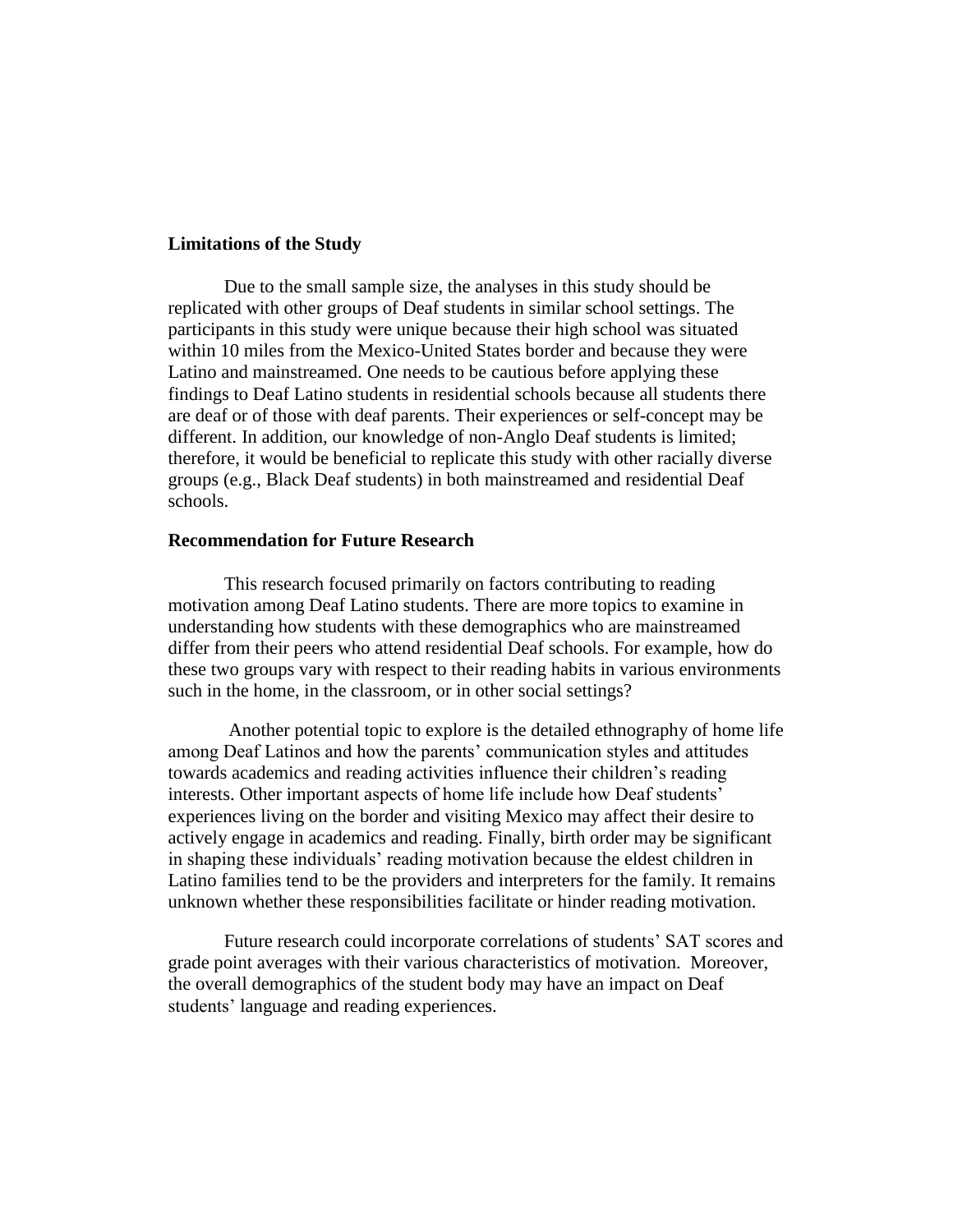**Limitations of the Study**

Due to the small sample size, the analyses in this study should be replicated with other groups of Deaf students in similar school settings. The participants in this study were unique because their high school was situated within 10 miles from the Mexico-United States border and because they were Latino and mainstreamed. One needs to be cautious before applying these findings to Deaf Latino students in residential schools because all students there are deaf or of those with deaf parents. Their experiences or self-concept may be different. In addition, our knowledge of non-Anglo Deaf students is limited; therefore, it would be beneficial to replicate this study with other racially diverse groups (e.g., Black Deaf students) in both mainstreamed and residential Deaf schools.

**Recommendation for Future Research**

This research focused primarily on factors contributing to reading motivation among Deaf Latino students. There are more topics to examine in understanding how students with these demographics who are mainstreamed differ from their peers who attend residential Deaf schools. For example, how do these two groups vary with respect to their reading habits in various environments such in the home, in the classroom, or in other social settings?

Another potential topic to explore is the detailed ethnography of home life among Deaf Latinos and how the parents' communication styles and attitudes towards academics and reading activities influence their children's reading interests. Other important aspects of home life include how Deaf students' experiences living on the border and visiting Mexico may affect their desire to actively engage in academics and reading. Finally, birth order may be significant in shaping these individuals' reading motivation because the eldest children in Latino families tend to be the providers and interpreters for the family. It remains unknown whether these responsibilities facilitate or hinder reading motivation.

Future research could incorporate correlations of students' SAT scores and grade point averages with their various characteristics of motivation. Moreover, the overall demographics of the student body may have an impact on Deaf students' language and reading experiences.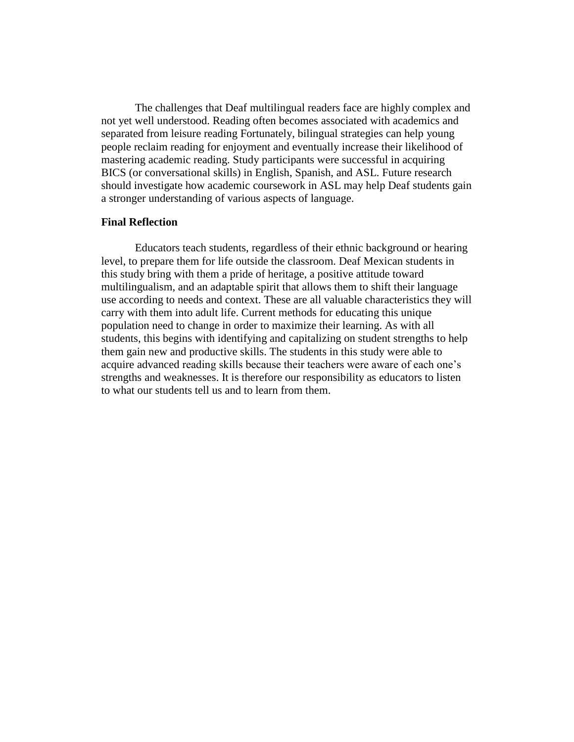The challenges that Deaf multilingual readers face are highly complex and not yet well understood. Reading often becomes associated with academics and separated from leisure reading Fortunately, bilingual strategies can help young people reclaim reading for enjoyment and eventually increase their likelihood of mastering academic reading. Study participants were successful in acquiring BICS (or conversational skills) in English, Spanish, and ASL. Future research should investigate how academic coursework in ASL may help Deaf students gain a stronger understanding of various aspects of language.

## Final Reflection

Educators teach students, regardless of their ethnic background or hearing level, to prepare them for life outside the classroom. Deaf Mexican students in this study bring with them a pride of heritage, a positive attitude toward multilingualism, and an adaptable spirit that allows them to shift their language use according to needs and context. These are all valuable characteristics they will carry with them into adult life. Current methods for educating this unique population need to change in order to maximize their learning. As with all students, this begins with identifying and capitalizing on student strengths to help them gain new and productive skills. The students in this study were able to acquire advanced reading skills because their teachers were aware of each one's strengths and weaknesses. It is therefore our responsibility as educators to listen to what our students tell us and to learn from them.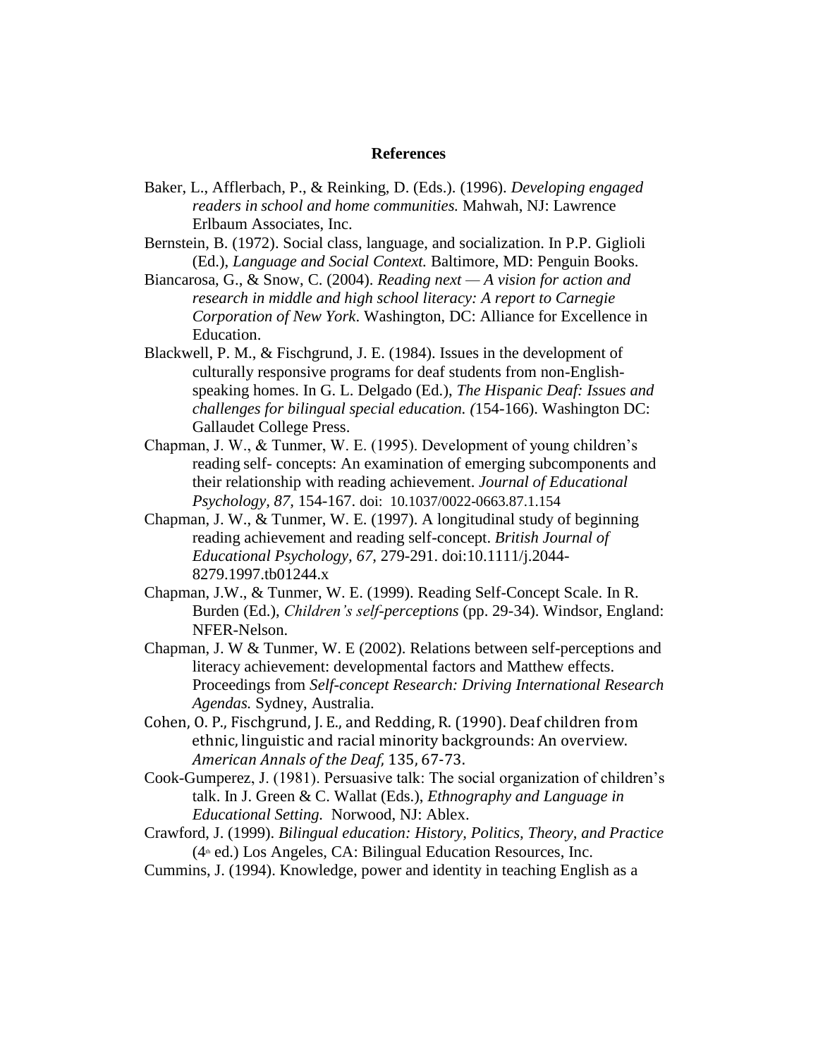# References

Baker, L., Afflerbach, P., & Reinking, D. (Eds.). (1996). *Developing engaged readers in school and home communities.* Mahwah, NJ: Lawrence Erlbaum Associates, Inc.

Bernstein, B. (1972). Social class, language, and socialization. In P.P. Giglioli (Ed.), *Language and Social Context.* Baltimore, MD: Penguin Books.

Biancarosa, G., & Snow, C. (2004). *Reading next — A vision for action and research in middle and high school literacy: A report to Carnegie Corporation of New York*. Washington, DC: Alliance for Excellence in Education.

Blackwell, P. M., & Fischgrund, J. E. (1984). Issues in the development of culturally responsive programs for deaf students from non-English-speaking homes. In G. L. Delgado (Ed.), *The Hispanic Deaf: Issues and challenges for bilingual special education. (*154-166). Washington DC: Gallaudet College Press.

Chapman, J. W., & Tunmer, W. E. (1995). Development of young children's reading self- concepts: An examination of emerging subcomponents and their relationship with reading achievement. *Journal of Educational Psychology, 87,* 154-167. doi: 10.1037/0022-0663.87.1.154

Chapman, J. W., & Tunmer, W. E. (1997). A longitudinal study of beginning reading achievement and reading self-concept. *British Journal of Educational Psychology, 67,* 279-291. doi:10.1111/j.2044-8279.1997.tb01244.x

Chapman, J.W., & Tunmer, W. E. (1999). Reading Self-Concept Scale. In R. Burden (Ed.), *Children's self-perceptions* (pp. 29-34). Windsor, England: NFER-Nelson.

Chapman, J. W & Tunmer, W. E (2002). Relations between self-perceptions and literacy achievement: developmental factors and Matthew effects. Proceedings from *Self-concept Research: Driving International Research Agendas.* Sydney, Australia.

Cohen, O. P., Fischgrund, J. E., and Redding, R. (1990). Deaf children from ethnic, linguistic and racial minority backgrounds: An overview. *American Annals of the Deaf,* 135, 67-73.

Cook-Gumperez, J. (1981). Persuasive talk: The social organization of children's talk. In J. Green & C. Wallat (Eds.), *Ethnography and Language in Educational Setting.* Norwood, NJ: Ablex.

Crawford, J. (1999). *Bilingual education: History, Politics, Theory, and Practice* (4th ed.) Los Angeles, CA: Bilingual Education Resources, Inc.

Cummins, J. (1994). Knowledge, power and identity in teaching English as a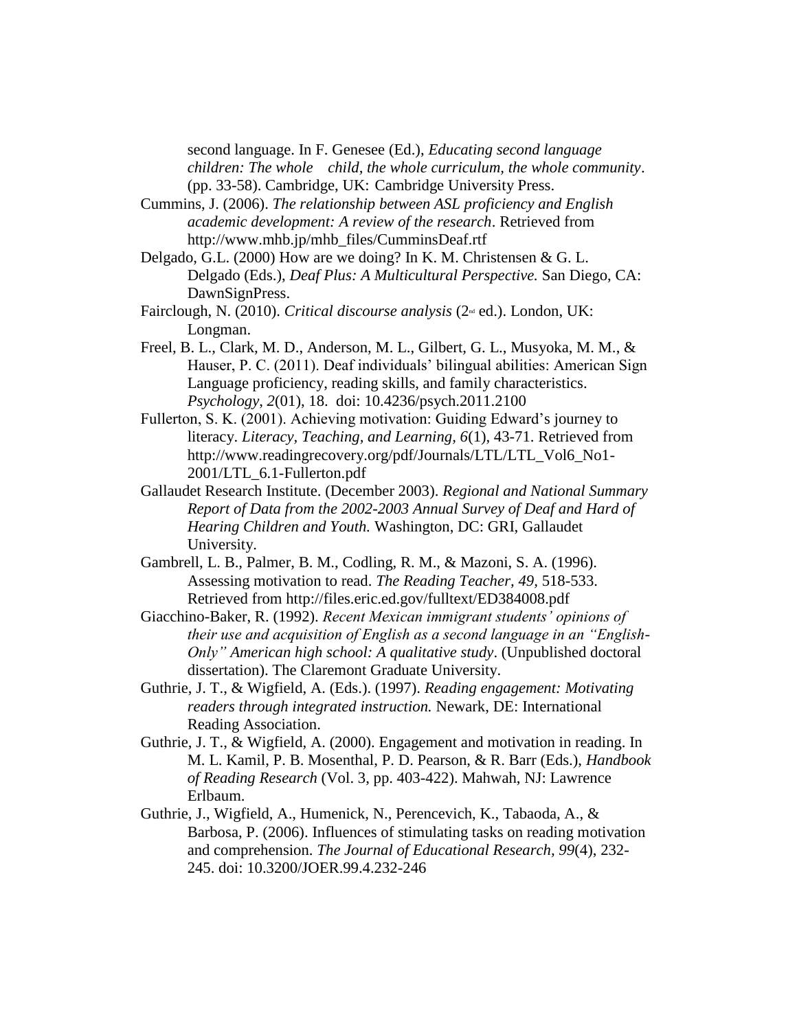second language. In F. Genesee (Ed.), *Educating second language children: The whole child, the whole curriculum, the whole community*. (pp. 33-58). Cambridge, UK: Cambridge University Press.

Cummins, J. (2006). *The relationship between ASL proficiency and English academic development: A review of the research*. Retrieved from http://www.mhb.jp/mhb_files/CumminsDeaf.rtf

Delgado, G.L. (2000) How are we doing? In K. M. Christensen & G. L. Delgado (Eds.), *Deaf Plus: A Multicultural Perspective.* San Diego, CA: DawnSignPress.

Fairclough, N. (2010). *Critical discourse analysis* (2nd ed.). London, UK: Longman.

Freel, B. L., Clark, M. D., Anderson, M. L., Gilbert, G. L., Musyoka, M. M., & Hauser, P. C. (2011). Deaf individuals' bilingual abilities: American Sign Language proficiency, reading skills, and family characteristics. *Psychology*, *2*(01), 18. doi: 10.4236/psych.2011.2100

Fullerton, S. K. (2001). Achieving motivation: Guiding Edward's journey to literacy. *Literacy, Teaching, and Learning, 6*(1), 43-71. Retrieved from http://www.readingrecovery.org/pdf/Journals/LTL/LTL_Vol6_No1-2001/LTL_6.1-Fullerton.pdf

Gallaudet Research Institute. (December 2003). *Regional and National Summary Report of Data from the 2002-2003 Annual Survey of Deaf and Hard of Hearing Children and Youth.* Washington, DC: GRI, Gallaudet University.

Gambrell, L. B., Palmer, B. M., Codling, R. M., & Mazoni, S. A. (1996). Assessing motivation to read. *The Reading Teacher*, *49*, 518-533. Retrieved from http://files.eric.ed.gov/fulltext/ED384008.pdf

Giacchino-Baker, R. (1992). *Recent Mexican immigrant students' opinions of their use and acquisition of English as a second language in an "English-Only" American high school: A qualitative study*. (Unpublished doctoral dissertation). The Claremont Graduate University.

Guthrie, J. T., & Wigfield, A. (Eds.). (1997). *Reading engagement: Motivating readers through integrated instruction.* Newark, DE: International Reading Association.

Guthrie, J. T., & Wigfield, A. (2000). Engagement and motivation in reading. In M. L. Kamil, P. B. Mosenthal, P. D. Pearson, & R. Barr (Eds.), *Handbook of Reading Research* (Vol. 3, pp. 403-422). Mahwah, NJ: Lawrence Erlbaum.

Guthrie, J., Wigfield, A., Humenick, N., Perencevich, K., Tabaoda, A., & Barbosa, P. (2006). Influences of stimulating tasks on reading motivation and comprehension. *The Journal of Educational Research, 99*(4), 232-245. doi: 10.3200/JOER.99.4.232-246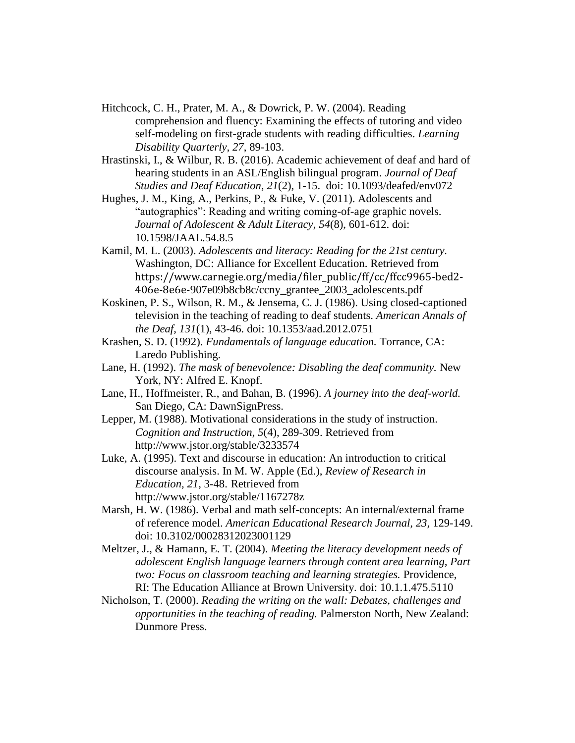Hitchcock, C. H., Prater, M. A., & Dowrick, P. W. (2004). Reading comprehension and fluency: Examining the effects of tutoring and video self-modeling on first-grade students with reading difficulties. *Learning Disability Quarterly, 27*, 89-103.

Hrastinski, I., & Wilbur, R. B. (2016). Academic achievement of deaf and hard of hearing students in an ASL/English bilingual program. *Journal of Deaf Studies and Deaf Education*, *21*(2), 1-15. doi: 10.1093/deafed/env072

Hughes, J. M., King, A., Perkins, P., & Fuke, V. (2011). Adolescents and "autographics": Reading and writing coming-of-age graphic novels. *Journal of Adolescent & Adult Literacy*, *54*(8), 601-612. doi: 10.1598/JAAL.54.8.5

Kamil, M. L. (2003). *Adolescents and literacy: Reading for the 21st century.* Washington, DC: Alliance for Excellent Education. Retrieved from https://www.carnegie.org/media/filer_public/ff/cc/ffcc9965-bed2-406e-8e6e-907e09b8cb8c/ccny_grantee_2003_adolescents.pdf

Koskinen, P. S., Wilson, R. M., & Jensema, C. J. (1986). Using closed-captioned television in the teaching of reading to deaf students. *American Annals of the Deaf*, *131*(1), 43-46. doi: 10.1353/aad.2012.0751

Krashen, S. D. (1992). *Fundamentals of language education.* Torrance, CA: Laredo Publishing.

Lane, H. (1992). *The mask of benevolence: Disabling the deaf community.* New York, NY: Alfred E. Knopf.

Lane, H., Hoffmeister, R., and Bahan, B. (1996). *A journey into the deaf-world.* San Diego, CA: DawnSignPress.

Lepper, M. (1988). Motivational considerations in the study of instruction. *Cognition and Instruction, 5*(4), 289-309. Retrieved from http://www.jstor.org/stable/3233574

Luke, A. (1995). Text and discourse in education: An introduction to critical discourse analysis. In M. W. Apple (Ed.), *Review of Research in Education, 21*, 3-48. Retrieved from http://www.jstor.org/stable/1167278z

Marsh, H. W. (1986). Verbal and math self-concepts: An internal/external frame of reference model. *American Educational Research Journal, 23,* 129-149. doi: 10.3102/00028312023001129

Meltzer, J., & Hamann, E. T. (2004). *Meeting the literacy development needs of adolescent English language learners through content area learning, Part two: Focus on classroom teaching and learning strategies.* Providence, RI: The Education Alliance at Brown University. doi: 10.1.1.475.5110

Nicholson, T. (2000). *Reading the writing on the wall: Debates, challenges and opportunities in the teaching of reading.* Palmerston North, New Zealand: Dunmore Press.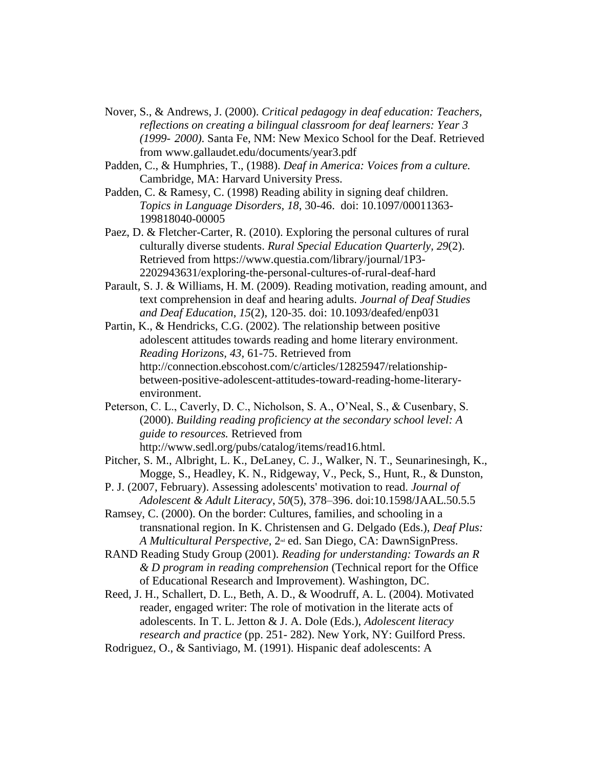Nover, S., & Andrews, J. (2000). *Critical pedagogy in deaf education: Teachers, reflections on creating a bilingual classroom for deaf learners: Year 3 (1999- 2000).* Santa Fe, NM: New Mexico School for the Deaf. Retrieved from www.gallaudet.edu/documents/year3.pdf

Padden, C., & Humphries, T., (1988). *Deaf in America: Voices from a culture.* Cambridge, MA: Harvard University Press.

Padden, C. & Ramesy, C. (1998) Reading ability in signing deaf children. *Topics in Language Disorders, 18*, 30-46. doi: 10.1097/00011363-199818040-00005

Paez, D. & Fletcher-Carter, R. (2010). Exploring the personal cultures of rural culturally diverse students. *Rural Special Education Quarterly, 29*(2). Retrieved from https://www.questia.com/library/journal/1P3-2202943631/exploring-the-personal-cultures-of-rural-deaf-hard

Parault, S. J. & Williams, H. M. (2009). Reading motivation, reading amount, and text comprehension in deaf and hearing adults. *Journal of Deaf Studies and Deaf Education*, *15*(2), 120-35. doi: 10.1093/deafed/enp031

Partin, K., & Hendricks, C.G. (2002). The relationship between positive adolescent attitudes towards reading and home literary environment. *Reading Horizons, 43*, 61-75. Retrieved from http://connection.ebscohost.com/c/articles/12825947/relationship-between-positive-adolescent-attitudes-toward-reading-home-literary-environment.

Peterson, C. L., Caverly, D. C., Nicholson, S. A., O'Neal, S., & Cusenbary, S. (2000). *Building reading proficiency at the secondary school level: A guide to resources.* Retrieved from http://www.sedl.org/pubs/catalog/items/read16.html.

Pitcher, S. M., Albright, L. K., DeLaney, C. J., Walker, N. T., Seunarinesingh, K., Mogge, S., Headley, K. N., Ridgeway, V., Peck, S., Hunt, R., & Dunston, P. J. (2007, February). Assessing adolescents' motivation to read. *Journal of Adolescent & Adult Literacy*, *50*(5), 378–396. doi:10.1598/JAAL.50.5.5

Ramsey, C. (2000). On the border: Cultures, families, and schooling in a transnational region. In K. Christensen and G. Delgado (Eds.), *Deaf Plus: A Multicultural Perspective,* 2nd ed. San Diego, CA: DawnSignPress.

RAND Reading Study Group (2001). *Reading for understanding: Towards an R & D program in reading comprehension* (Technical report for the Office of Educational Research and Improvement). Washington, DC.

Reed, J. H., Schallert, D. L., Beth, A. D., & Woodruff, A. L. (2004). Motivated reader, engaged writer: The role of motivation in the literate acts of adolescents. In T. L. Jetton & J. A. Dole (Eds.), *Adolescent literacy research and practice* (pp. 251- 282). New York, NY: Guilford Press.

Rodriguez, O., & Santiviago, M. (1991). Hispanic deaf adolescents: A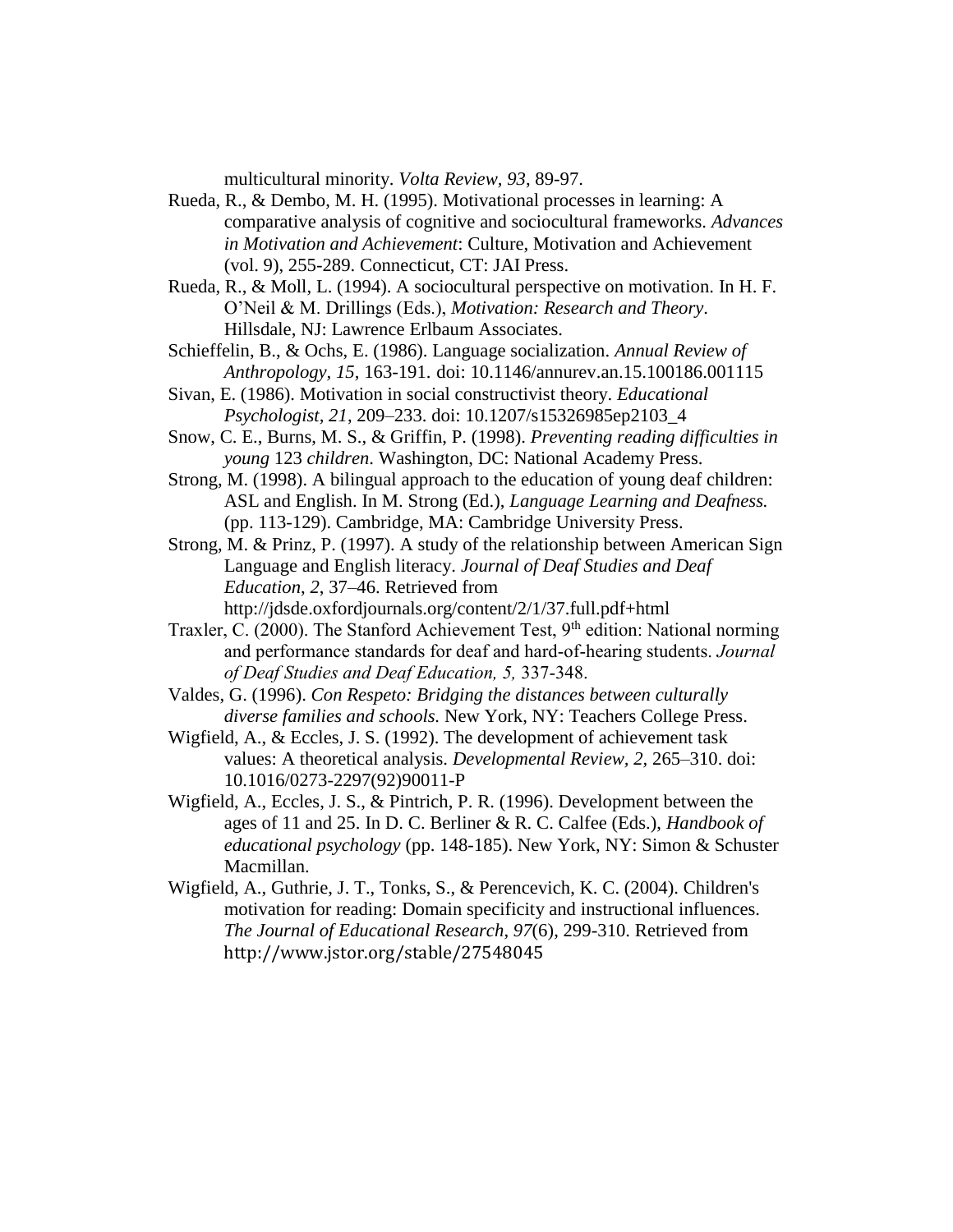multicultural minority. *Volta Review, 93*, 89-97.

Rueda, R., & Dembo, M. H. (1995). Motivational processes in learning: A comparative analysis of cognitive and sociocultural frameworks. *Advances in Motivation and Achievement*: Culture, Motivation and Achievement (vol. 9), 255-289. Connecticut, CT: JAI Press.

Rueda, R., & Moll, L. (1994). A sociocultural perspective on motivation. In H. F. O'Neil & M. Drillings (Eds.), *Motivation: Research and Theory*. Hillsdale, NJ: Lawrence Erlbaum Associates.

Schieffelin, B., & Ochs, E. (1986). Language socialization. *Annual Review of Anthropology, 15*, 163-191. doi: 10.1146/annurev.an.15.100186.001115

Sivan, E. (1986). Motivation in social constructivist theory. *Educational Psychologist, 21*, 209–233. doi: 10.1207/s15326985ep2103_4

Snow, C. E., Burns, M. S., & Griffin, P. (1998). *Preventing reading difficulties in young* 123 *children*. Washington, DC: National Academy Press.

Strong, M. (1998). A bilingual approach to the education of young deaf children: ASL and English. In M. Strong (Ed.), *Language Learning and Deafness.* (pp. 113-129). Cambridge, MA: Cambridge University Press.

Strong, M. & Prinz, P. (1997). A study of the relationship between American Sign Language and English literacy. *Journal of Deaf Studies and Deaf Education*, *2*, 37–46. Retrieved from http://jdsde.oxfordjournals.org/content/2/1/37.full.pdf+html

Traxler, C. (2000). The Stanford Achievement Test, 9th edition: National norming and performance standards for deaf and hard-of-hearing students. *Journal of Deaf Studies and Deaf Education, 5,* 337-348.

Valdes, G. (1996). *Con Respeto: Bridging the distances between culturally diverse families and schools.* New York, NY: Teachers College Press.

Wigfield, A., & Eccles, J. S. (1992). The development of achievement task values: A theoretical analysis. *Developmental Review, 2,* 265–310. doi: 10.1016/0273-2297(92)90011-P

Wigfield, A., Eccles, J. S., & Pintrich, P. R. (1996). Development between the ages of 11 and 25. In D. C. Berliner & R. C. Calfee (Eds.), *Handbook of educational psychology* (pp. 148-185). New York, NY: Simon & Schuster Macmillan.

Wigfield, A., Guthrie, J. T., Tonks, S., & Perencevich, K. C. (2004). Children's motivation for reading: Domain specificity and instructional influences. *The Journal of Educational Research*, *97*(6), 299-310. Retrieved from http://www.jstor.org/stable/27548045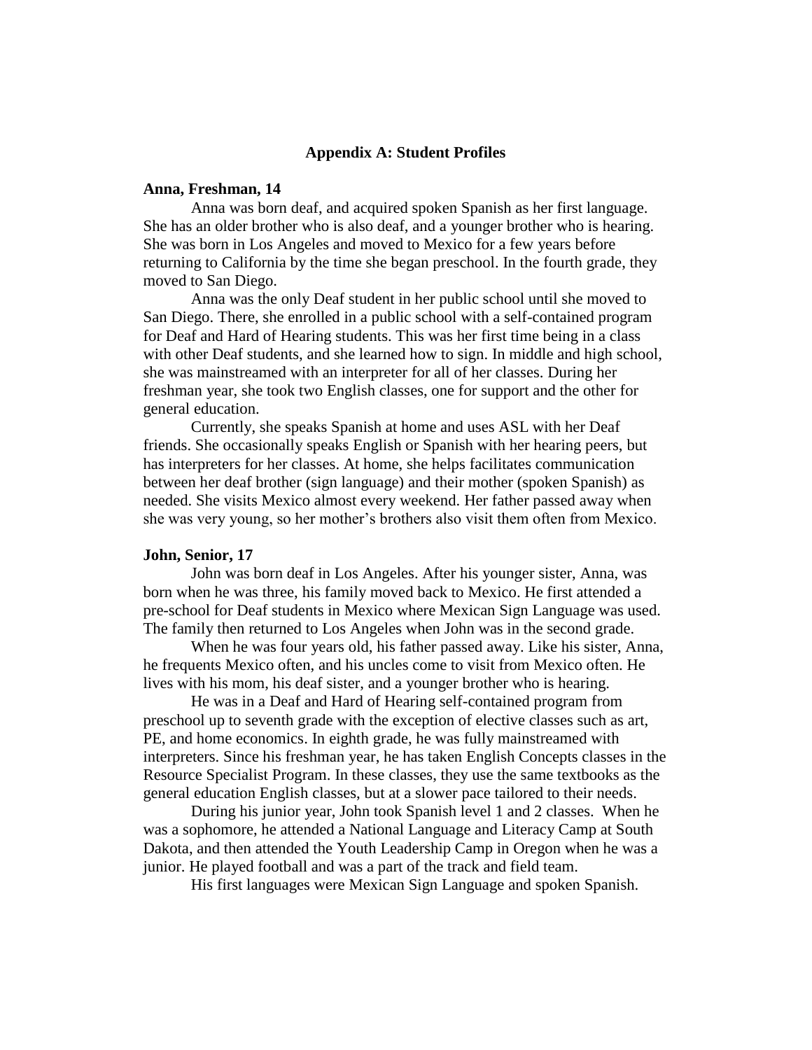## Appendix A: Student Profiles

**Anna, Freshman, 14**

Anna was born deaf, and acquired spoken Spanish as her first language. She has an older brother who is also deaf, and a younger brother who is hearing. She was born in Los Angeles and moved to Mexico for a few years before returning to California by the time she began preschool. In the fourth grade, they moved to San Diego.

Anna was the only Deaf student in her public school until she moved to San Diego. There, she enrolled in a public school with a self-contained program for Deaf and Hard of Hearing students. This was her first time being in a class with other Deaf students, and she learned how to sign. In middle and high school, she was mainstreamed with an interpreter for all of her classes. During her freshman year, she took two English classes, one for support and the other for general education.

Currently, she speaks Spanish at home and uses ASL with her Deaf friends. She occasionally speaks English or Spanish with her hearing peers, but has interpreters for her classes. At home, she helps facilitates communication between her deaf brother (sign language) and their mother (spoken Spanish) as needed. She visits Mexico almost every weekend. Her father passed away when she was very young, so her mother's brothers also visit them often from Mexico.

**John, Senior, 17**

John was born deaf in Los Angeles. After his younger sister, Anna, was born when he was three, his family moved back to Mexico. He first attended a pre-school for Deaf students in Mexico where Mexican Sign Language was used. The family then returned to Los Angeles when John was in the second grade.

When he was four years old, his father passed away. Like his sister, Anna, he frequents Mexico often, and his uncles come to visit from Mexico often. He lives with his mom, his deaf sister, and a younger brother who is hearing.

He was in a Deaf and Hard of Hearing self-contained program from preschool up to seventh grade with the exception of elective classes such as art, PE, and home economics. In eighth grade, he was fully mainstreamed with interpreters. Since his freshman year, he has taken English Concepts classes in the Resource Specialist Program. In these classes, they use the same textbooks as the general education English classes, but at a slower pace tailored to their needs.

During his junior year, John took Spanish level 1 and 2 classes. When he was a sophomore, he attended a National Language and Literacy Camp at South Dakota, and then attended the Youth Leadership Camp in Oregon when he was a junior. He played football and was a part of the track and field team.

His first languages were Mexican Sign Language and spoken Spanish.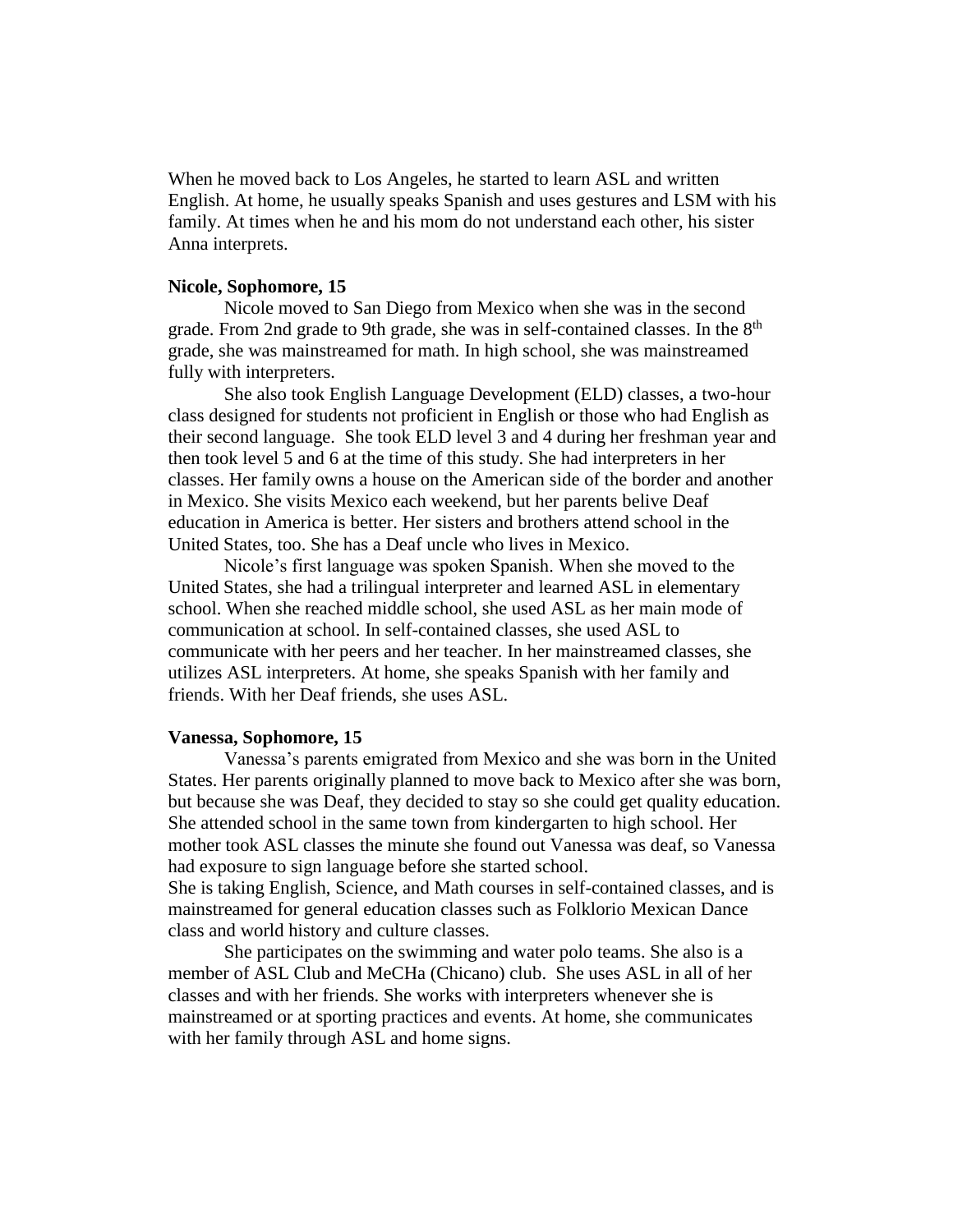When he moved back to Los Angeles, he started to learn ASL and written English. At home, he usually speaks Spanish and uses gestures and LSM with his family. At times when he and his mom do not understand each other, his sister Anna interprets.

**Nicole, Sophomore, 15**

Nicole moved to San Diego from Mexico when she was in the second grade. From 2nd grade to 9th grade, she was in self-contained classes. In the 8th grade, she was mainstreamed for math. In high school, she was mainstreamed fully with interpreters.

She also took English Language Development (ELD) classes, a two-hour class designed for students not proficient in English or those who had English as their second language. She took ELD level 3 and 4 during her freshman year and then took level 5 and 6 at the time of this study. She had interpreters in her classes. Her family owns a house on the American side of the border and another in Mexico. She visits Mexico each weekend, but her parents belive Deaf education in America is better. Her sisters and brothers attend school in the United States, too. She has a Deaf uncle who lives in Mexico.

Nicole's first language was spoken Spanish. When she moved to the United States, she had a trilingual interpreter and learned ASL in elementary school. When she reached middle school, she used ASL as her main mode of communication at school. In self-contained classes, she used ASL to communicate with her peers and her teacher. In her mainstreamed classes, she utilizes ASL interpreters. At home, she speaks Spanish with her family and friends. With her Deaf friends, she uses ASL.

**Vanessa, Sophomore, 15**

Vanessa's parents emigrated from Mexico and she was born in the United States. Her parents originally planned to move back to Mexico after she was born, but because she was Deaf, they decided to stay so she could get quality education. She attended school in the same town from kindergarten to high school. Her mother took ASL classes the minute she found out Vanessa was deaf, so Vanessa had exposure to sign language before she started school.
She is taking English, Science, and Math courses in self-contained classes, and is mainstreamed for general education classes such as Folklorio Mexican Dance class and world history and culture classes.

She participates on the swimming and water polo teams. She also is a member of ASL Club and MeCHa (Chicano) club. She uses ASL in all of her classes and with her friends. She works with interpreters whenever she is mainstreamed or at sporting practices and events. At home, she communicates with her family through ASL and home signs.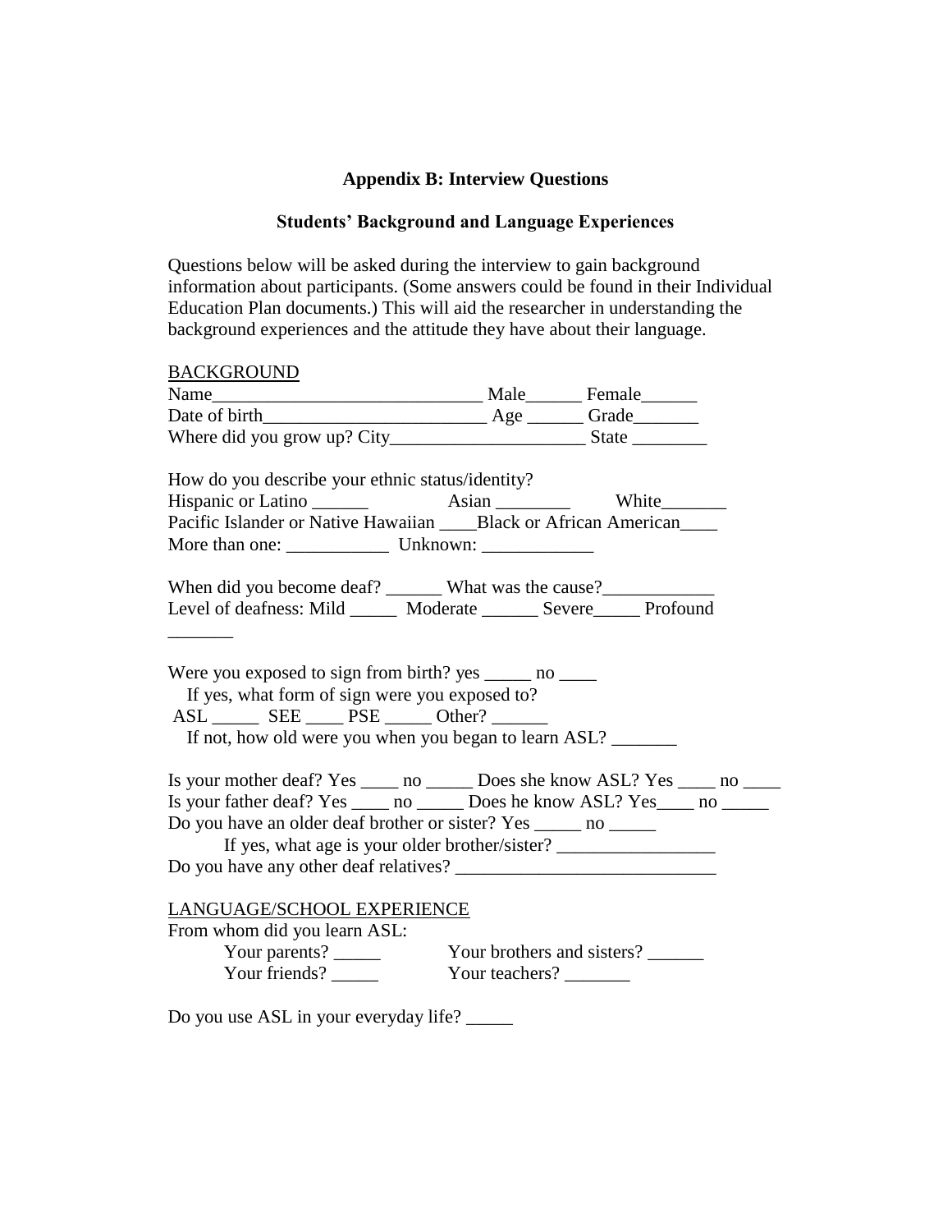## Appendix B: Interview Questions

### Students' Background and Language Experiences

Questions below will be asked during the interview to gain background information about participants. (Some answers could be found in their Individual Education Plan documents.) This will aid the researcher in understanding the background experiences and the attitude they have about their language.

BACKGROUND

Name_____________________________ Male______ Female______

Date of birth________________________ Age ______ Grade_______

Where did you grow up? City____________________ State ________

How do you describe your ethnic status/identity?

Hispanic or Latino ______ Asian ________ White_______

Pacific Islander or Native Hawaiian ____Black or African American____

More than one: ___________ Unknown: ____________

When did you become deaf? ______ What was the cause?____________

Level of deafness: Mild _____ Moderate ______ Severe_____ Profound _______

Were you exposed to sign from birth? yes _____ no ____

If yes, what form of sign were you exposed to?

ASL _____ SEE ____ PSE _____ Other? ______

If not, how old were you when you began to learn ASL? _______

Is your mother deaf? Yes ____ no _____ Does she know ASL? Yes ____ no ____

Is your father deaf? Yes ____ no _____ Does he know ASL? Yes____ no _____

Do you have an older deaf brother or sister? Yes _____ no _____

If yes, what age is your older brother/sister? _________________

Do you have any other deaf relatives? ____________________________

LANGUAGE/SCHOOL EXPERIENCE

From whom did you learn ASL:

Your parents? _____ Your brothers and sisters? ______

Your friends? _____ Your teachers? _______

Do you use ASL in your everyday life? _____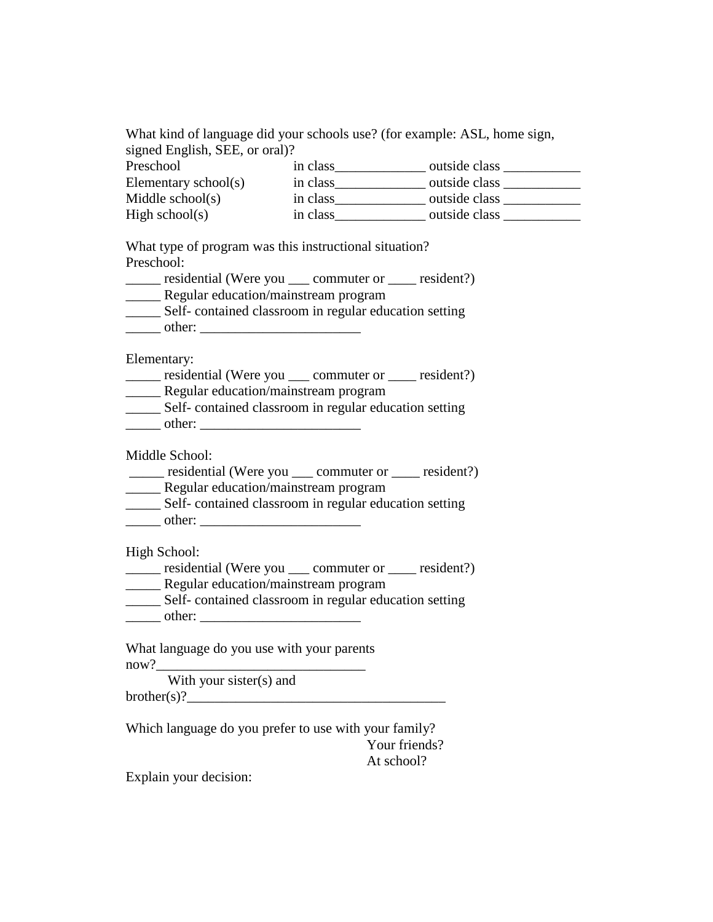What kind of language did your schools use? (for example: ASL, home sign, signed English, SEE, or oral)?

Preschool in class_____________ outside class ___________
Elementary school(s) in class_____________ outside class ___________
Middle school(s) in class_____________ outside class ___________
High school(s) in class_____________ outside class ___________

What type of program was this instructional situation?

Preschool:
_____ residential (Were you ___ commuter or ____ resident?)
_____ Regular education/mainstream program
_____ Self- contained classroom in regular education setting
_____ other: _______________________

Elementary:
_____ residential (Were you ___ commuter or ____ resident?)
_____ Regular education/mainstream program
_____ Self- contained classroom in regular education setting
_____ other: _______________________

Middle School:
_____ residential (Were you ___ commuter or ____ resident?)
_____ Regular education/mainstream program
_____ Self- contained classroom in regular education setting
_____ other: _______________________

High School:
_____ residential (Were you ___ commuter or ____ resident?)
_____ Regular education/mainstream program
_____ Self- contained classroom in regular education setting
_____ other: _______________________

What language do you use with your parents now?______________________________
With your sister(s) and brother(s)?______________________________________

Which language do you prefer to use with your family?
Your friends?
At school?

Explain your decision: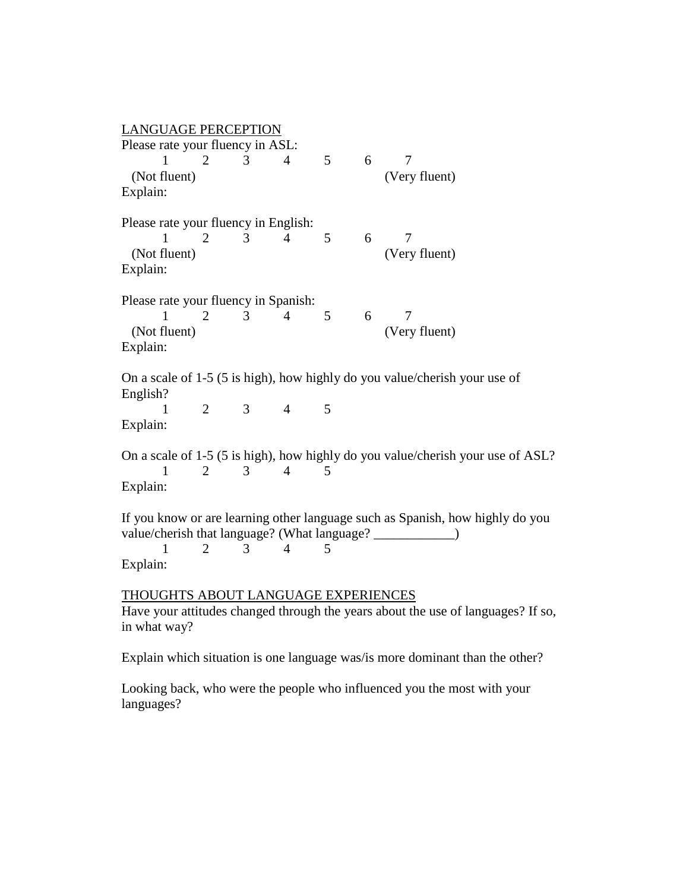<u>LANGUAGE PERCEPTION</u>

Please rate your fluency in ASL:

1 2 3 4 5 6 7

(Not fluent) (Very fluent)

Explain:

Please rate your fluency in English:

1 2 3 4 5 6 7

(Not fluent) (Very fluent)

Explain:

Please rate your fluency in Spanish:

1 2 3 4 5 6 7

(Not fluent) (Very fluent)

Explain:

On a scale of 1-5 (5 is high), how highly do you value/cherish your use of English?

1 2 3 4 5

Explain:

On a scale of 1-5 (5 is high), how highly do you value/cherish your use of ASL?

1 2 3 4 5

Explain:

If you know or are learning other language such as Spanish, how highly do you value/cherish that language? (What language? ____________)

1 2 3 4 5

Explain:

<u>THOUGHTS ABOUT LANGUAGE EXPERIENCES</u>

Have your attitudes changed through the years about the use of languages? If so, in what way?

Explain which situation is one language was/is more dominant than the other?

Looking back, who were the people who influenced you the most with your languages?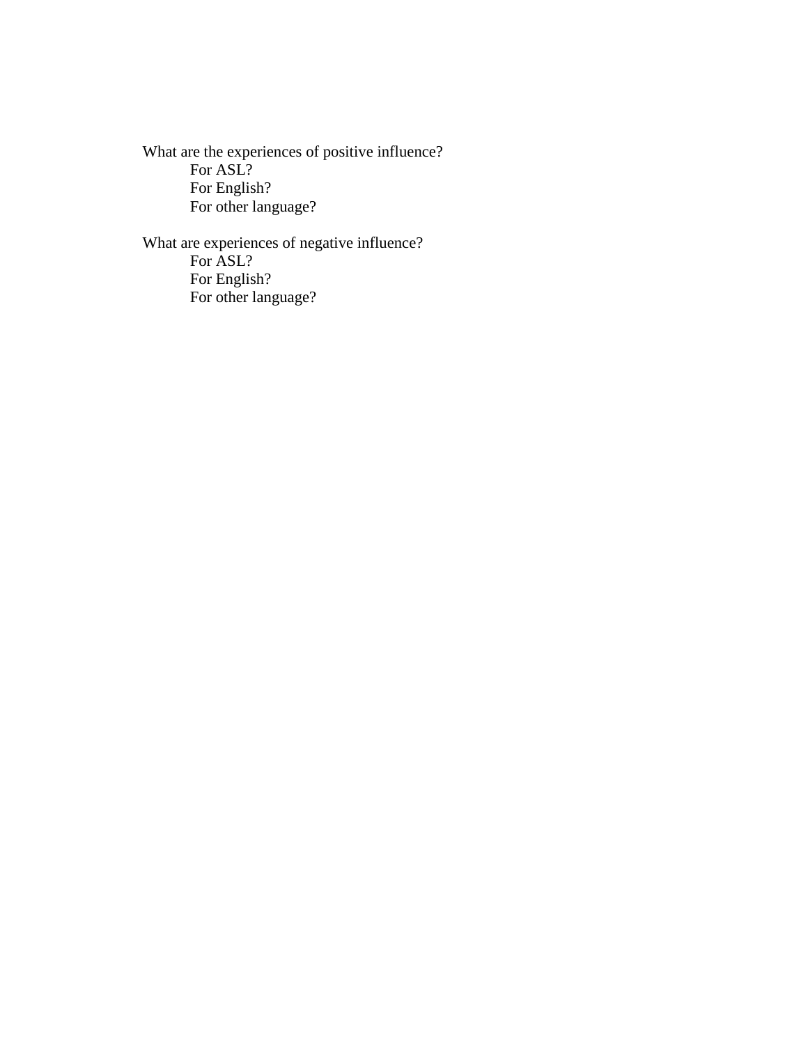What are the experiences of positive influence?

- For ASL?
- For English?
- For other language?

What are experiences of negative influence?

- For ASL?
- For English?
- For other language?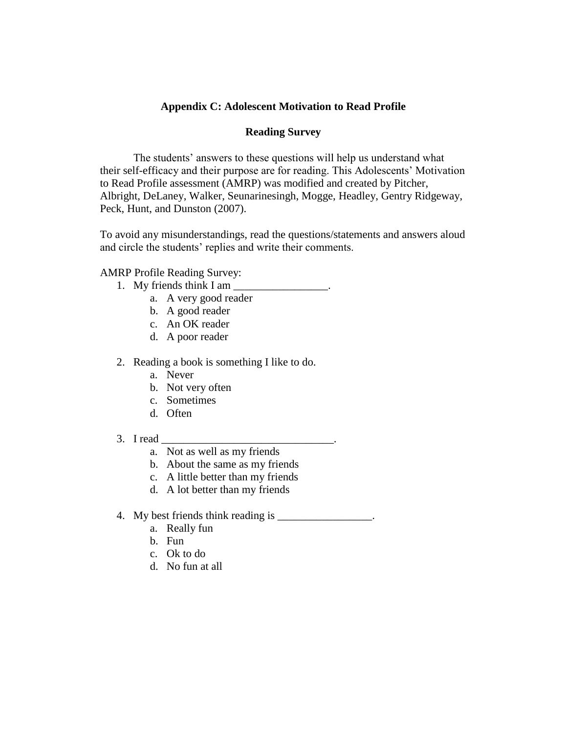## Appendix C: Adolescent Motivation to Read Profile

### Reading Survey

The students' answers to these questions will help us understand what their self-efficacy and their purpose are for reading. This Adolescents' Motivation to Read Profile assessment (AMRP) was modified and created by Pitcher, Albright, DeLaney, Walker, Seunarinesingh, Mogge, Headley, Gentry Ridgeway, Peck, Hunt, and Dunston (2007).

To avoid any misunderstandings, read the questions/statements and answers aloud and circle the students' replies and write their comments.

AMRP Profile Reading Survey:

1. My friends think I am _________________.
   a. A very good reader
   b. A good reader
   c. An OK reader
   d. A poor reader

2. Reading a book is something I like to do.
   a. Never
   b. Not very often
   c. Sometimes
   d. Often

3. I read _______________________________.
   a. Not as well as my friends
   b. About the same as my friends
   c. A little better than my friends
   d. A lot better than my friends

4. My best friends think reading is _________________.
   a. Really fun
   b. Fun
   c. Ok to do
   d. No fun at all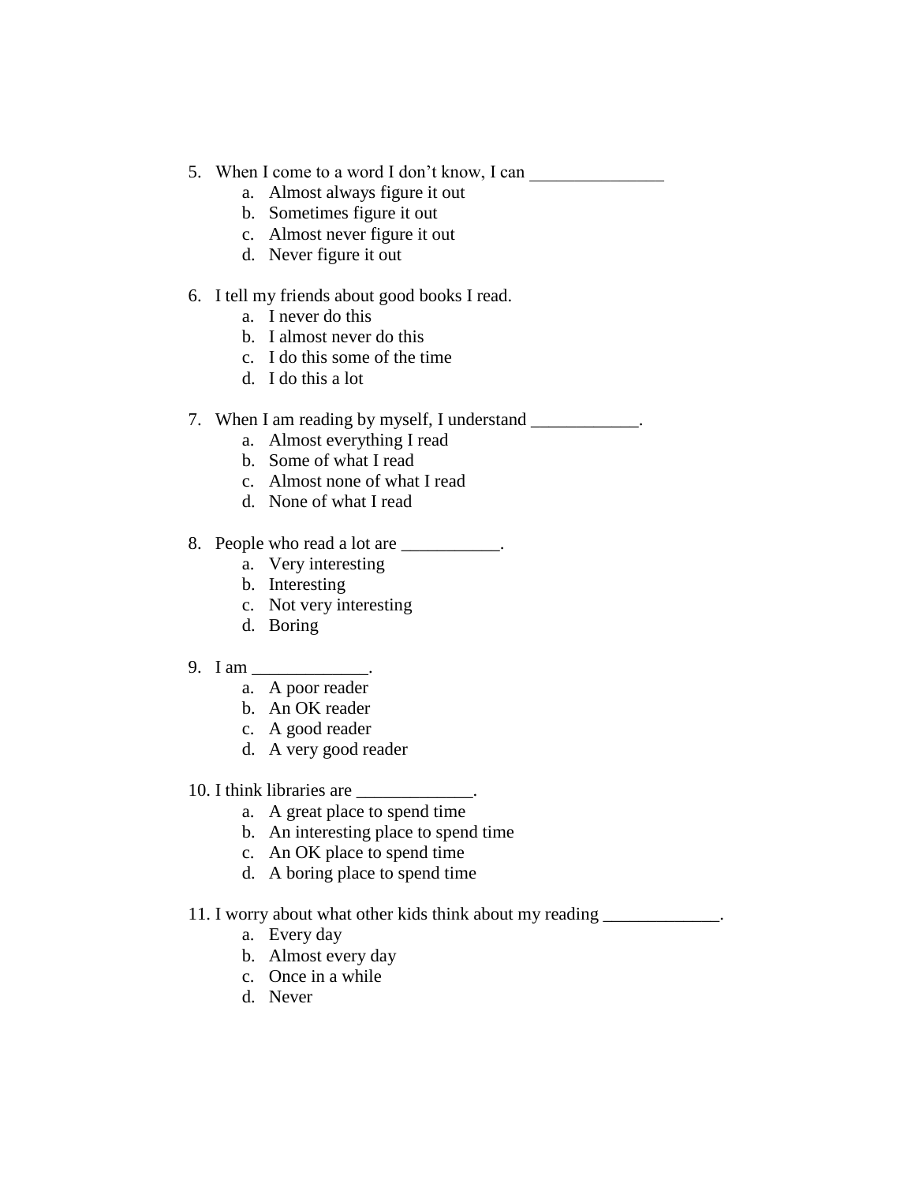5. When I come to a word I don't know, I can _______________
   a. Almost always figure it out
   b. Sometimes figure it out
   c. Almost never figure it out
   d. Never figure it out

6. I tell my friends about good books I read.
   a. I never do this
   b. I almost never do this
   c. I do this some of the time
   d. I do this a lot

7. When I am reading by myself, I understand ____________.
   a. Almost everything I read
   b. Some of what I read
   c. Almost none of what I read
   d. None of what I read

8. People who read a lot are ___________.
   a. Very interesting
   b. Interesting
   c. Not very interesting
   d. Boring

9. I am _____________.
   a. A poor reader
   b. An OK reader
   c. A good reader
   d. A very good reader

10. I think libraries are _____________.
    a. A great place to spend time
    b. An interesting place to spend time
    c. An OK place to spend time
    d. A boring place to spend time

11. I worry about what other kids think about my reading _____________.
    a. Every day
    b. Almost every day
    c. Once in a while
    d. Never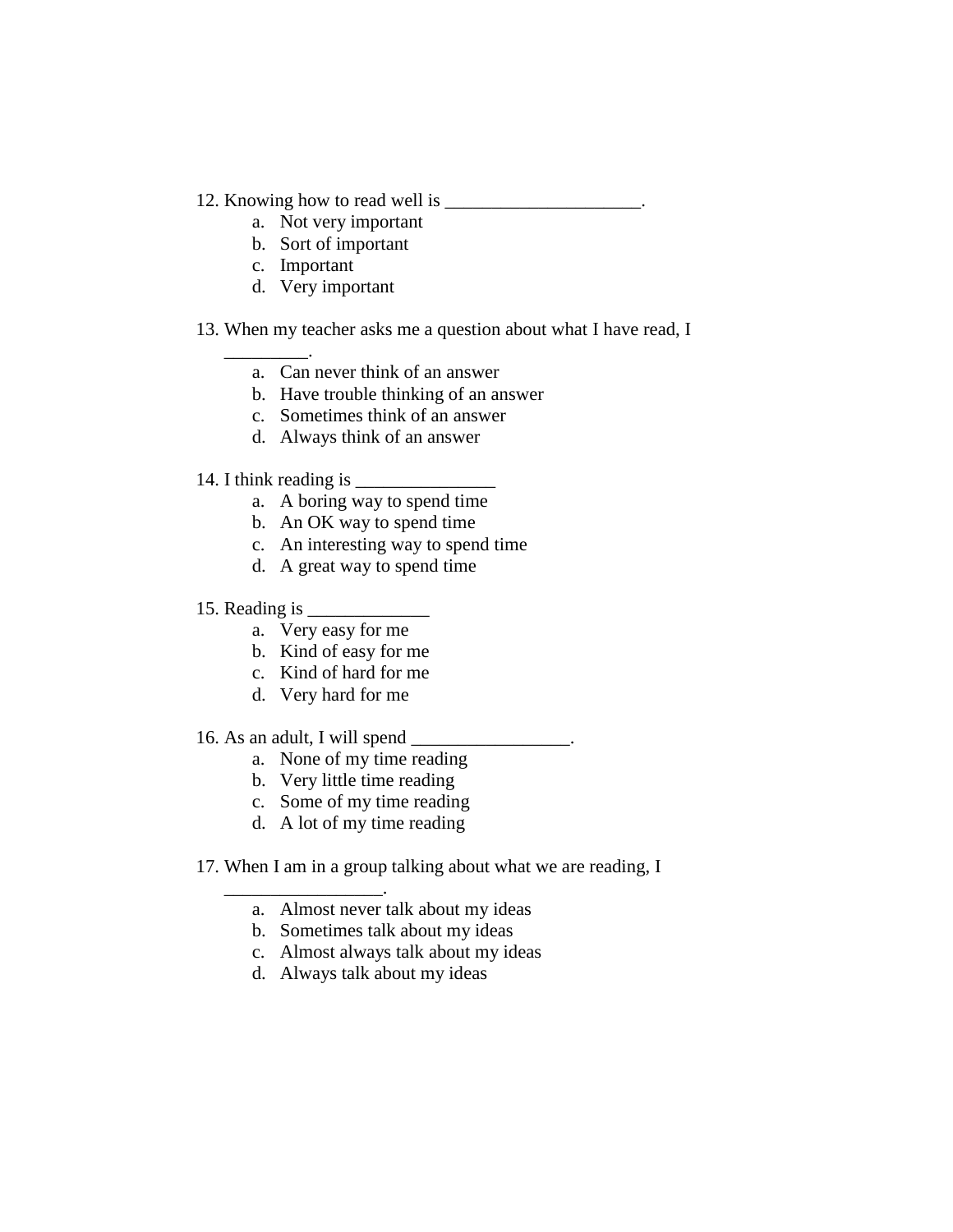12. Knowing how to read well is ____________________.
    a. Not very important
    b. Sort of important
    c. Important
    d. Very important

13. When my teacher asks me a question about what I have read, I _________.
    a. Can never think of an answer
    b. Have trouble thinking of an answer
    c. Sometimes think of an answer
    d. Always think of an answer

14. I think reading is _______________
    a. A boring way to spend time
    b. An OK way to spend time
    c. An interesting way to spend time
    d. A great way to spend time

15. Reading is _____________
    a. Very easy for me
    b. Kind of easy for me
    c. Kind of hard for me
    d. Very hard for me

16. As an adult, I will spend _________________.
    a. None of my time reading
    b. Very little time reading
    c. Some of my time reading
    d. A lot of my time reading

17. When I am in a group talking about what we are reading, I ________________.
    a. Almost never talk about my ideas
    b. Sometimes talk about my ideas
    c. Almost always talk about my ideas
    d. Always talk about my ideas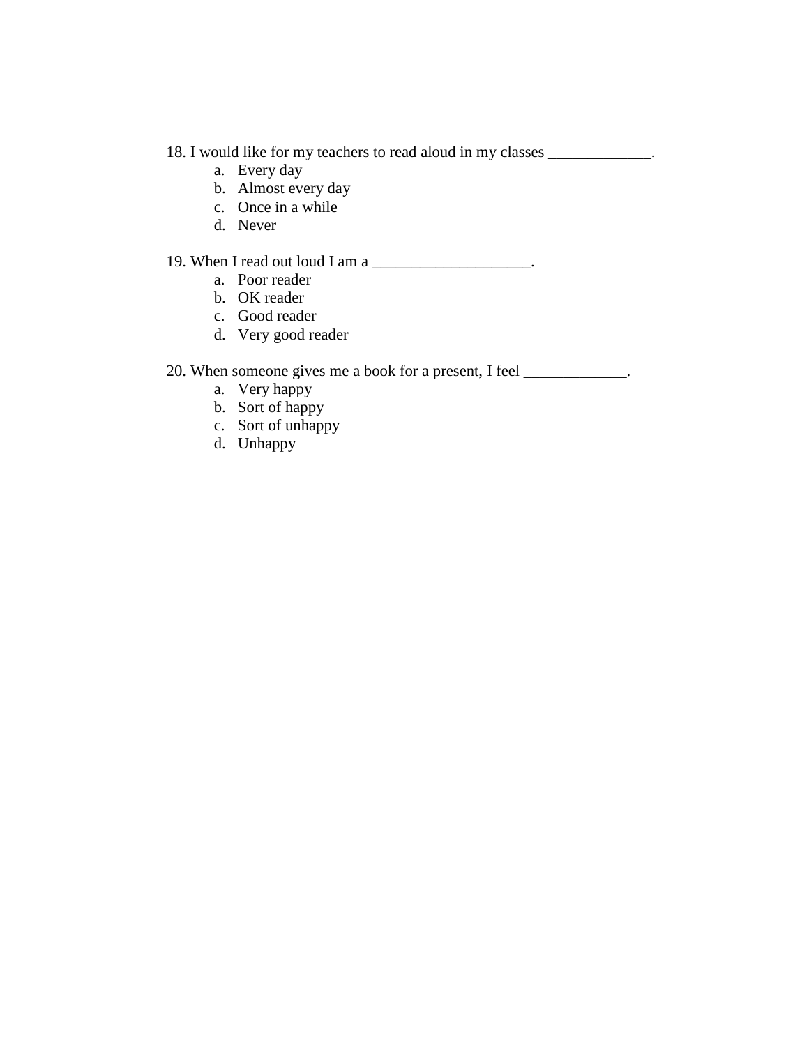18. I would like for my teachers to read aloud in my classes _____________.
    a. Every day
    b. Almost every day
    c. Once in a while
    d. Never

19. When I read out loud I am a ____________________.
    a. Poor reader
    b. OK reader
    c. Good reader
    d. Very good reader

20. When someone gives me a book for a present, I feel _____________.
    a. Very happy
    b. Sort of happy
    c. Sort of unhappy
    d. Unhappy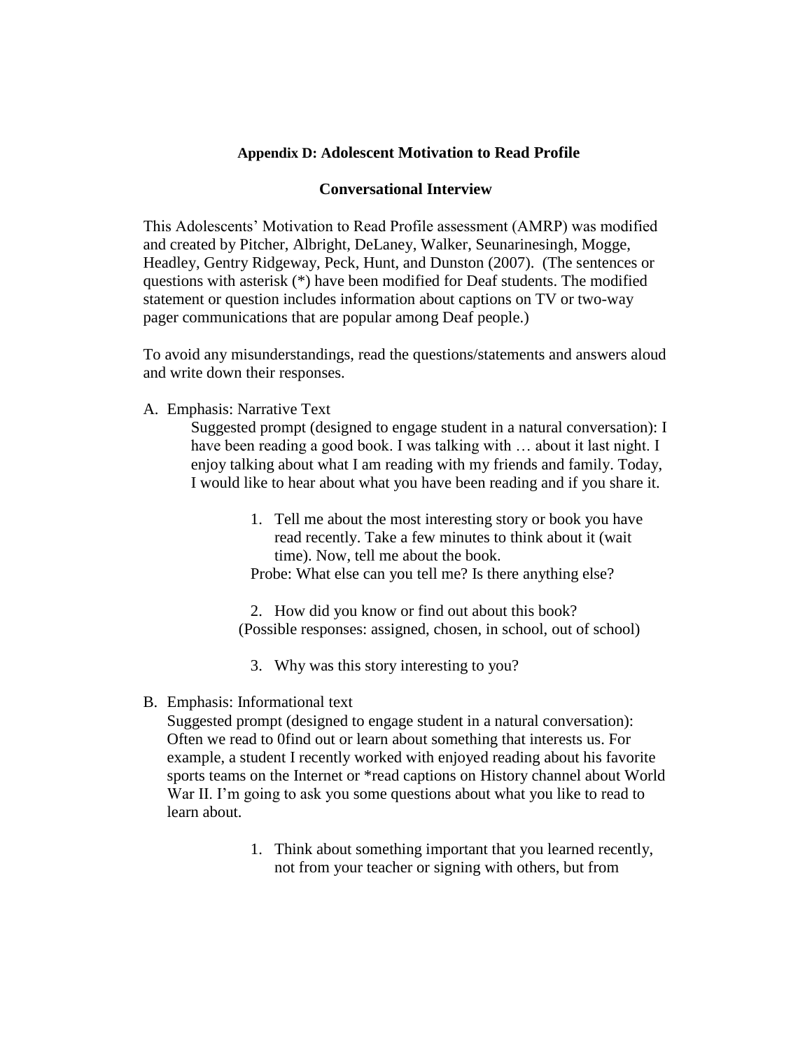## Appendix D: Adolescent Motivation to Read Profile

### Conversational Interview

This Adolescents' Motivation to Read Profile assessment (AMRP) was modified and created by Pitcher, Albright, DeLaney, Walker, Seunarinesingh, Mogge, Headley, Gentry Ridgeway, Peck, Hunt, and Dunston (2007). (The sentences or questions with asterisk (*) have been modified for Deaf students. The modified statement or question includes information about captions on TV or two-way pager communications that are popular among Deaf people.)

To avoid any misunderstandings, read the questions/statements and answers aloud and write down their responses.

A. Emphasis: Narrative Text

Suggested prompt (designed to engage student in a natural conversation): I have been reading a good book. I was talking with … about it last night. I enjoy talking about what I am reading with my friends and family. Today, I would like to hear about what you have been reading and if you share it.

1. Tell me about the most interesting story or book you have read recently. Take a few minutes to think about it (wait time). Now, tell me about the book.

   Probe: What else can you tell me? Is there anything else?

2. How did you know or find out about this book?

   (Possible responses: assigned, chosen, in school, out of school)

3. Why was this story interesting to you?

B. Emphasis: Informational text

Suggested prompt (designed to engage student in a natural conversation): Often we read to 0find out or learn about something that interests us. For example, a student I recently worked with enjoyed reading about his favorite sports teams on the Internet or *read captions on History channel about World War II. I'm going to ask you some questions about what you like to read to learn about.

1. Think about something important that you learned recently, not from your teacher or signing with others, but from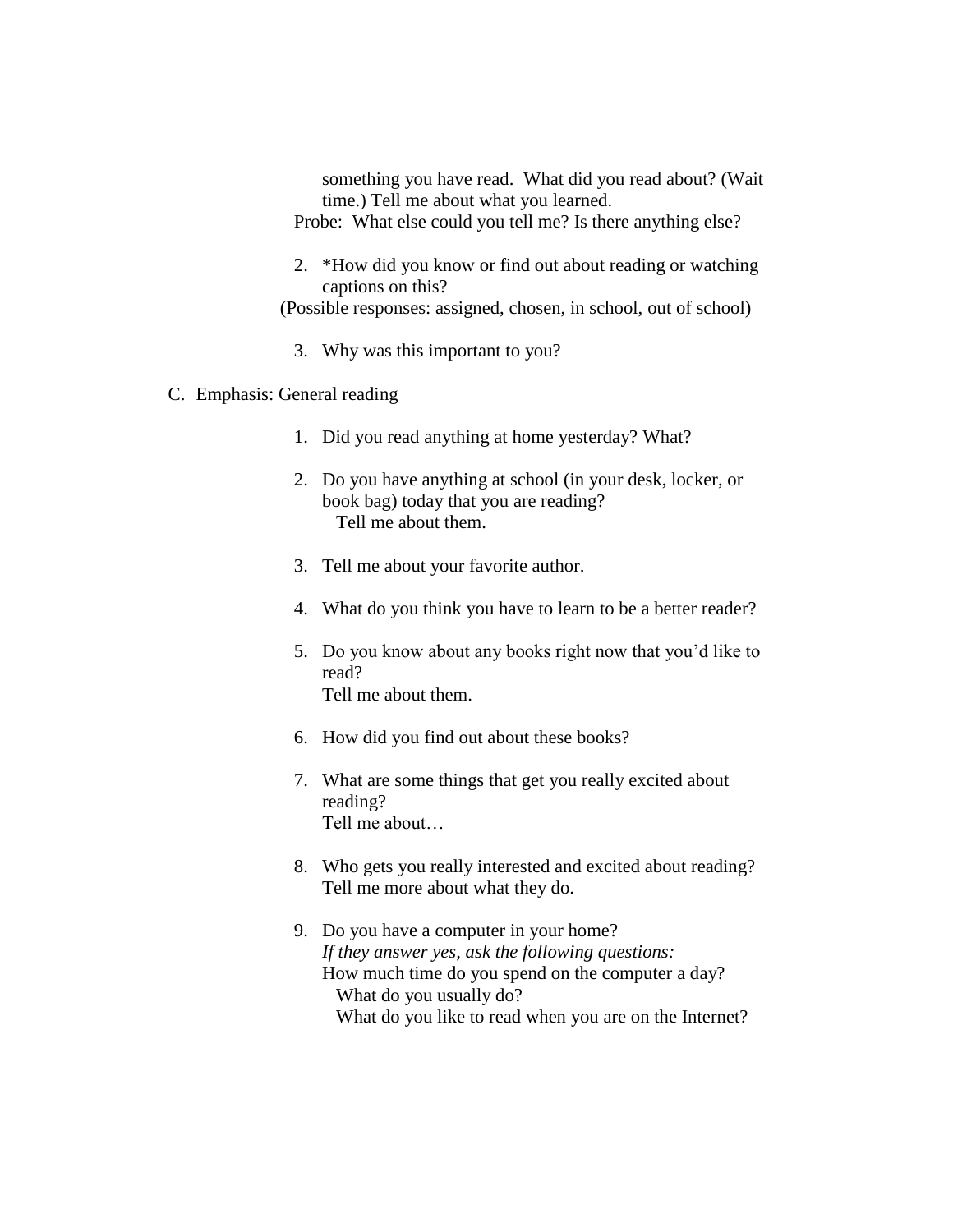something you have read. What did you read about? (Wait time.) Tell me about what you learned.

Probe: What else could you tell me? Is there anything else?

2. *How did you know or find out about reading or watching captions on this?

(Possible responses: assigned, chosen, in school, out of school)

3. Why was this important to you?

C. Emphasis: General reading

1. Did you read anything at home yesterday? What?

2. Do you have anything at school (in your desk, locker, or book bag) today that you are reading?
   Tell me about them.

3. Tell me about your favorite author.

4. What do you think you have to learn to be a better reader?

5. Do you know about any books right now that you'd like to read?
   Tell me about them.

6. How did you find out about these books?

7. What are some things that get you really excited about reading?
   Tell me about…

8. Who gets you really interested and excited about reading?
   Tell me more about what they do.

9. Do you have a computer in your home?
   *If they answer yes, ask the following questions:*
   How much time do you spend on the computer a day?
   What do you usually do?
   What do you like to read when you are on the Internet?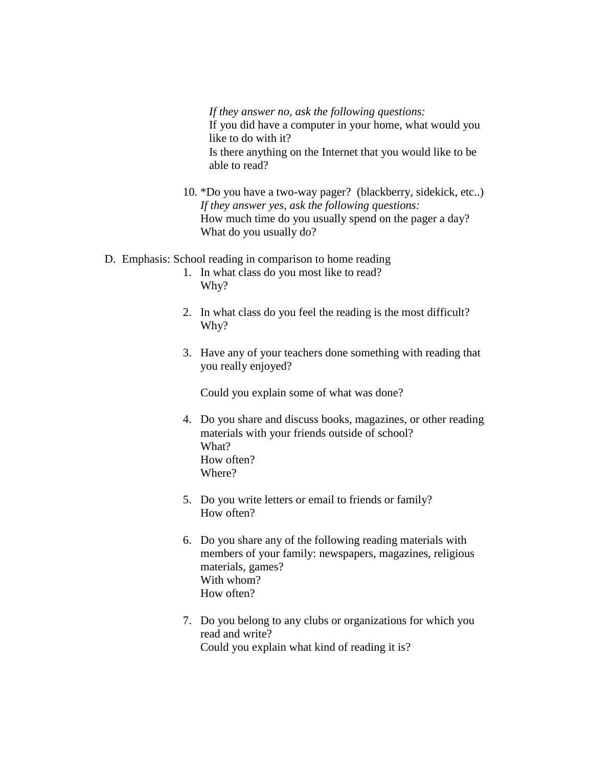*If they answer no, ask the following questions:*
If you did have a computer in your home, what would you like to do with it?
Is there anything on the Internet that you would like to be able to read?

10. *Do you have a two-way pager? (blackberry, sidekick, etc..)
    *If they answer yes, ask the following questions:*
    How much time do you usually spend on the pager a day?
    What do you usually do?

D. Emphasis: School reading in comparison to home reading

1. In what class do you most like to read?
   Why?

2. In what class do you feel the reading is the most difficult?
   Why?

3. Have any of your teachers done something with reading that you really enjoyed?

   Could you explain some of what was done?

4. Do you share and discuss books, magazines, or other reading materials with your friends outside of school?
   What?
   How often?
   Where?

5. Do you write letters or email to friends or family?
   How often?

6. Do you share any of the following reading materials with members of your family: newspapers, magazines, religious materials, games?
   With whom?
   How often?

7. Do you belong to any clubs or organizations for which you read and write?
   Could you explain what kind of reading it is?